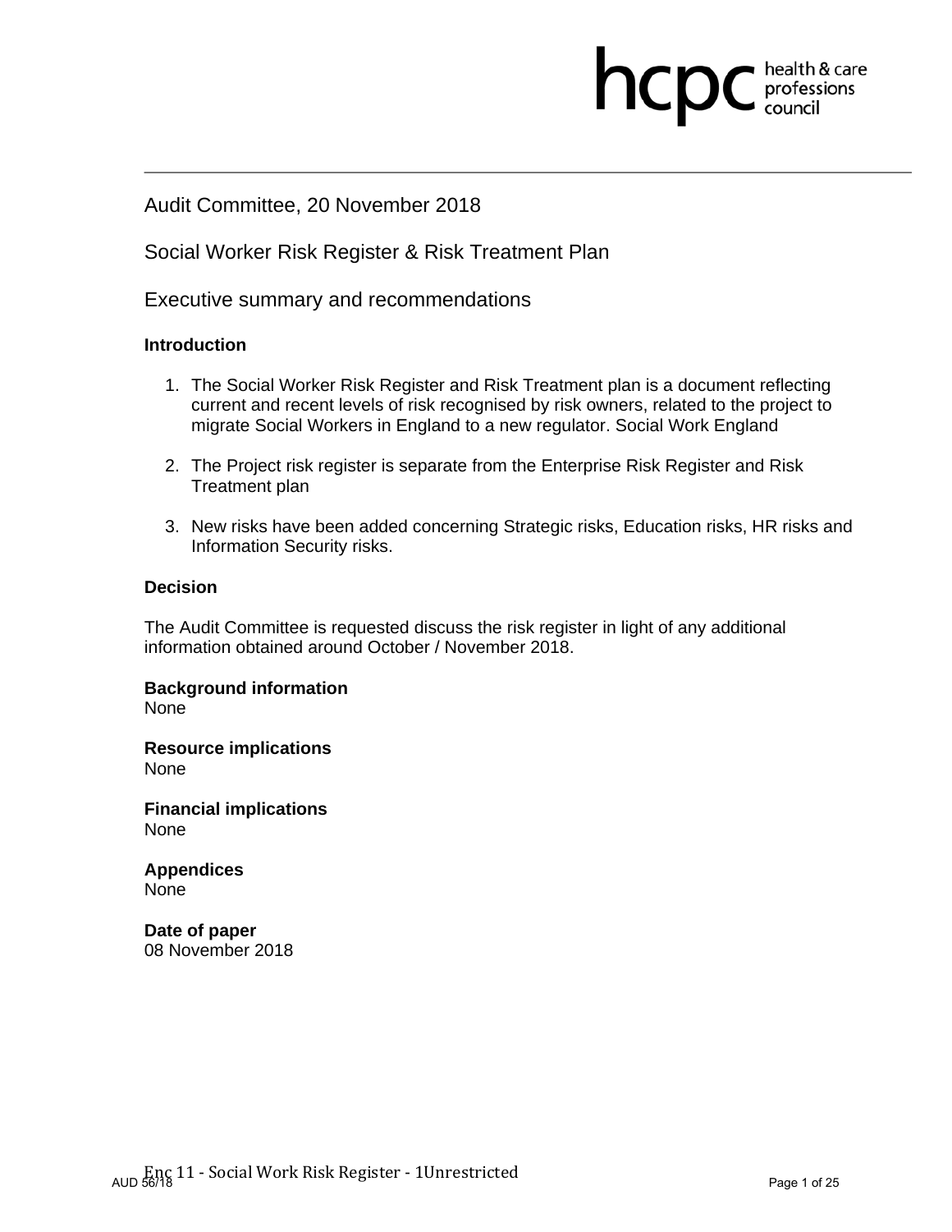Audit Committee, 20 November 2018

Social Worker Risk Register & Risk Treatment Plan

Executive summary and recommendations

**Introduction**

1. The Social Worker Risk Register and Risk Treatment plan is a document reflecting current and recent levels of risk recognised by risk owners, related to the project to migrate Social Workers in England to a new regulator. Social Work England

2. The Project risk register is separate from the Enterprise Risk Register and Risk Treatment plan

3. New risks have been added concerning Strategic risks, Education risks, HR risks and Information Security risks.

**Decision**

The Audit Committee is requested discuss the risk register in light of any additional information obtained around October / November 2018.

**Background information**
None

**Resource implications**
None

**Financial implications**
None

**Appendices**
None

**Date of paper**
08 November 2018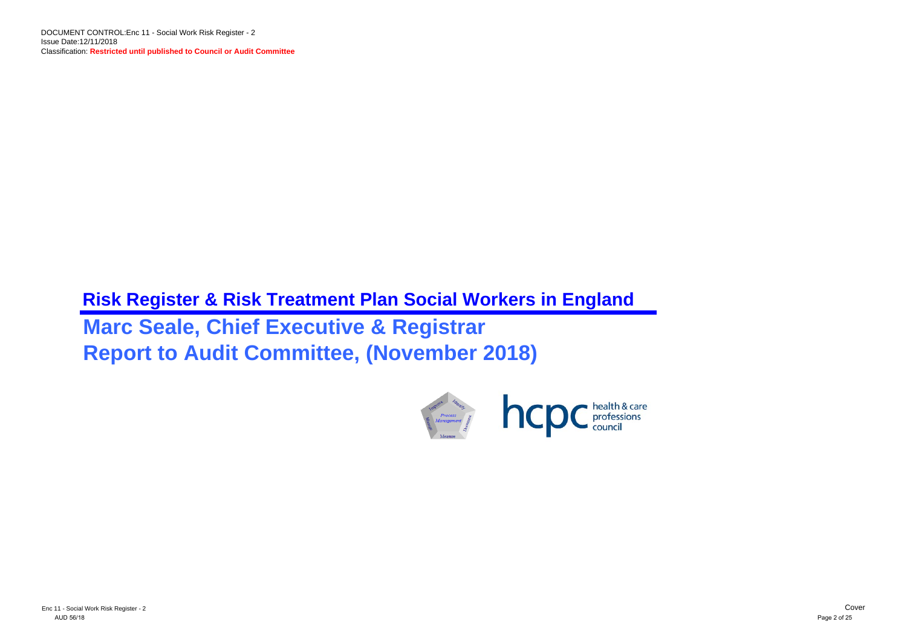DOCUMENT CONTROL:Enc 11 - Social Work Risk Register - 2
Issue Date:12/11/2018
Classification: **Restricted until published to Council or Audit Committee**

# Risk Register & Risk Treatment Plan Social Workers in England

## Marc Seale, Chief Executive & Registrar

## Report to Audit Committee, (November 2018)

Enc 11 - Social Work Risk Register - 2
AUD 56/18

Cover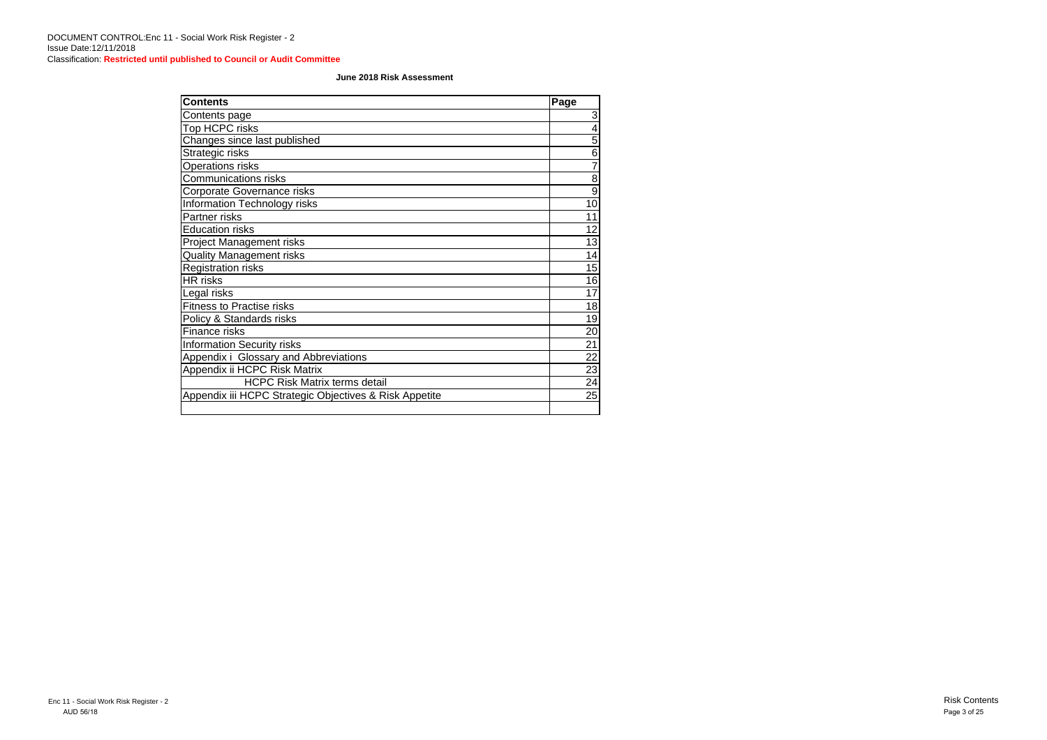DOCUMENT CONTROL:Enc 11 - Social Work Risk Register - 2
Issue Date:12/11/2018
Classification: **Restricted until published to Council or Audit Committee**

**June 2018 Risk Assessment**

| Contents | Page |
|---|---|
| Contents page | 3 |
| Top HCPC risks | 4 |
| Changes since last published | 5 |
| Strategic risks | 6 |
| Operations risks | 7 |
| Communications risks | 8 |
| Corporate Governance risks | 9 |
| Information Technology risks | 10 |
| Partner risks | 11 |
| Education risks | 12 |
| Project Management risks | 13 |
| Quality Management risks | 14 |
| Registration risks | 15 |
| HR risks | 16 |
| Legal risks | 17 |
| Fitness to Practise risks | 18 |
| Policy & Standards risks | 19 |
| Finance risks | 20 |
| Information Security risks | 21 |
| Appendix i Glossary and Abbreviations | 22 |
| Appendix ii HCPC Risk Matrix | 23 |
| HCPC Risk Matrix terms detail | 24 |
| Appendix iii HCPC Strategic Objectives & Risk Appetite | 25 |
| | |

Enc 11 - Social Work Risk Register - 2
AUD 56/18

Risk Contents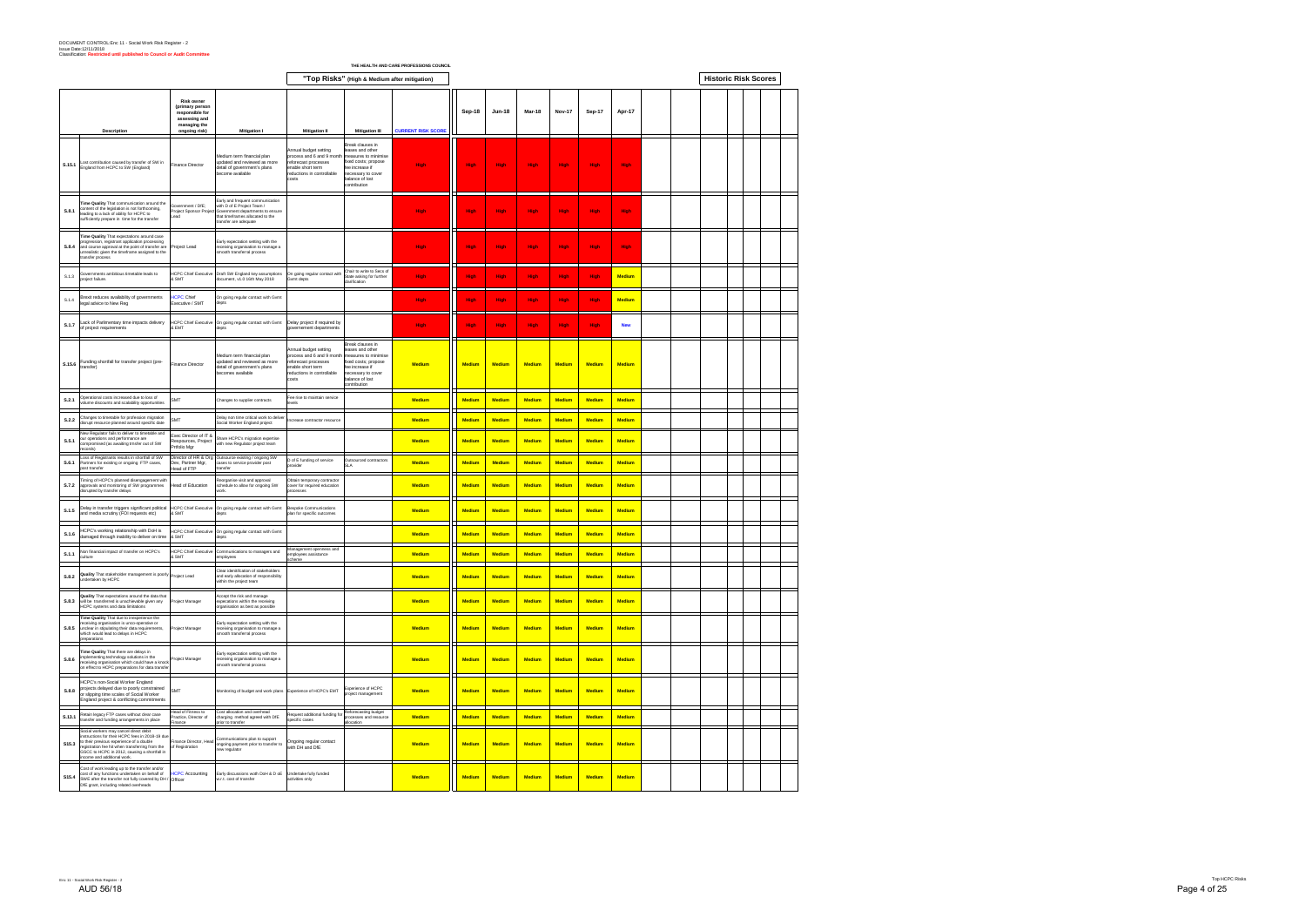DOCUMENT CONTROL:Enc 11 - Social Work Risk Register - 2
Issue Date:12/11/2018
Classification: **Restricted until published to Council or Audit Committee**

THE HEALTH AND CARE PROFESSIONS COUNCIL

**"Top Risks" (High & Medium after mitigation)**

**Historic Risk Scores**

| | Description | Risk owner (primary person responsible for assessing and managing the ongoing risk) | Mitigation I | Mitigation II | Mitigation III | CURRENT RISK SCORE | Sep-18 | Jun-18 | Mar-18 | Nov-17 | Sep-17 | Apr-17 |
|---|---|---|---|---|---|---|---|---|---|---|---|---|
| S.15.1 | Lost contribution caused by transfer of SW in England from HCPC to SW (England) | Finance Director | Medium term financial plan updated and reviewed as more detail of government's plans become available | Annual budget setting process and 6 and 9 month reforecast processes enable short term reductions in controllable costs | Break clauses in leases and other measures to minimise fixed costs; propose fee increase if necessary to cover balance of lost contribution | High | High | High | High | High | High | High |
| S.8.1 | **Time Quality** That communication around the content of the legislation is not forthcoming, leading to a lack of ability for HCPC to sufficiently prepare in time for the transfer | Government / DfE Project Sponsor Project Lead | Early and frequent communication with D of E Project Team / Government departments to ensure that timeframes allocated to the transfer are adequate | | | High | High | High | High | High | High | High |
| S.8.4 | **Time Quality** That expectations around case progression, registrant application processing and course approval at the point of transfer are unrealistic given the timeframe assigned to the transfer process | Project Lead | Early expectation setting with the receiving organisation to manage a smooth transferral process | | | High | High | High | High | High | High | High |
| S.1.3 | Governments ambitious timetable leads to project failure | HCPC Chief Executive & SMT | Draft SW England key assumptions document, v1.0 16th May 2018 | On going regular contact with Gemt depts | Chair to write to Secs of State asking for further clarification | High | High | High | High | High | High | Medium |
| S.1.4 | Brexit reduces availability of governments legal advice to New Reg | HCPC Chief Executive / SMT | On going regular contact with Gemt depts | | | High | High | High | High | High | High | Medium |
| S.1.7 | Lack of Parliamentary time impacts delivery of project requirements | HCPC Chief Executive & EMT | On going regular contact with Gemt depts | Delay project if required by government departments | | High | High | High | High | High | High | New |
| S.15.6 | Funding shortfall for transfer project (pre-transfer) | Finance Director | Medium term financial plan updated and reviewed as more detail of government's plans becomes available | Annual budget setting process and 6 and 9 month reforecast processes enable short term reductions in controllable costs | Break clauses in leases and other measures to minimise fixed costs; propose fee increase if necessary to cover balance of lost contribution | Medium | Medium | Medium | Medium | Medium | Medium | Medium |
| S.2.1 | Operational costs increased due to loss of volume discounts and scalability opportunities | SMT | Changes to supplier contracts | Fee rise to maintain service levels | | Medium | Medium | Medium | Medium | Medium | Medium | Medium |
| S.2.2 | Changes to timetable for profession migration disrupt resource planned around specific date | SMT | Delay non time critical work to deliver Social Worker England project | Increase contractor resource | | Medium | Medium | Medium | Medium | Medium | Medium | Medium |
| S.5.1 | New Regulator fails to deliver to timetable and our operations and performance are compromised (ie awaiting transfer out of SW records) | Exec Director of IT & Resources, Project Prtfolio Mgr | Share HCPC's migration expertise with new Regulator project team | | | Medium | Medium | Medium | Medium | Medium | Medium | Medium |
| S.6.1 | Loss of Registrants results in shortfall of SW Partners for existing or ongoing FTP cases, post transfer | Director of HR & Org Dev, Partner Mgr, Head of FTP | Outsource existing / ongoing SW cases to service provider post transfer | D of E funding of service provider | Outsourced contractors SLA | Medium | Medium | Medium | Medium | Medium | Medium | Medium |
| S.7.2 | Timing of HCPC's planned disengagement with approvals and monitoring of SW programmes disrupted by transfer delays | Head of Education | Reorganise visit and approval schedule to allow for ongoing SW work. | Obtain temporary contractor cover for required education processes | | Medium | Medium | Medium | Medium | Medium | Medium | Medium |
| S.1.5 | Delay in transfer triggers significant political and media scrutiny (FOI requests etc) | HCPC Chief Executive & SMT | On going regular contact with Gemt depts | Bespoke Communications plan for specific outcomes | | Medium | Medium | Medium | Medium | Medium | Medium | Medium |
| S.1.6 | HCPC's working relationship with DoH is damaged through inability to deliver on time | HCPC Chief Executive & SMT | On going regular contact with Gemt depts | | | Medium | Medium | Medium | Medium | Medium | Medium | Medium |
| S.1.1 | Non financial impact of transfer on HCPC's culture | HCPC Chief Executive & SMT | Communications to managers and employees | Management openness and employees assistance scheme | | Medium | Medium | Medium | Medium | Medium | Medium | Medium |
| S.8.2 | **Quality** That stakeholder management is poorly undertaken by HCPC | Project Lead | Clear identification of stakeholders and early allocation of responsibility within the project team | | | Medium | Medium | Medium | Medium | Medium | Medium | Medium |
| S.8.3 | **Quality** That expectations around the data that will be transferred is unachievable given any HCPC systems and data limitations | Project Manager | Accept the risk and manage expectations within the receiving organisation as best as possible | | | Medium | Medium | Medium | Medium | Medium | Medium | Medium |
| S.8.5 | **Time Quality** That due to inexperience the receiving organisation is unco-operative or unclear in stipulating their data requirements, which would lead to delays in HCPC preparations | Project Manager | Early expectation setting with the receiving organisation to manage a smooth transferral process | | | Medium | Medium | Medium | Medium | Medium | Medium | Medium |
| S.8.6 | **Time Quality** That there are delays in implementing technology solutions in the receiving organisation which could have a knock on effect to HCPC preparations for data transfer | Project Manager | Early expectation setting with the receiving organisation to manage a smooth transferral process | | | Medium | Medium | Medium | Medium | Medium | Medium | Medium |
| S.8.8 | HCPC's non-Social Worker England projects delayed due to poorly constrained or slipping time scales of Social Worker England project & conflicting commitments | SMT | Monitoring of budget and work plans | Experience of HCPC's EMT | Experience of HCPC project management | Medium | Medium | Medium | Medium | Medium | Medium | Medium |
| S.13.1 | Retain legacy FTP cases without clear case transfer and funding arrangements in place | Head of Fitness to Practice, Director of Finance | Cost allocation and overhead charging method agreed with DfE prior to transfer | Request additional funding for specific cases | Reforecasting budget processes and resource allocation | Medium | Medium | Medium | Medium | Medium | Medium | Medium |
| S15.3 | Social workers may cancel direct debit instructions for their HCPC fees in 2018-19 due to their previous experience of a double registration fee hit when transferring from the GSCC to HCPC in 2012, causing a shortfall in income and additional work. | Finance Director, Head of Registration | Communications plan to support ongoing payment prior to transfer to new regulator | Ongoing regular contact with DH and DfE | | Medium | Medium | Medium | Medium | Medium | Medium | Medium |
| S15.4 | Cost of work leading up to the transfer and/or cost of any functions undertaken on behalf of SWE after the transfer not fully covered by DH / DfE grant, including related overheads | HCPC Accounting Officer | Early discussions woth DoH & D oE w.r.t. cost of transfer | Undertake fully funded activities only | | Medium | Medium | Medium | Medium | Medium | Medium | Medium |

Enc 11 - Social Work Risk Register - 2
AUD 56/18

Top HCPC Risks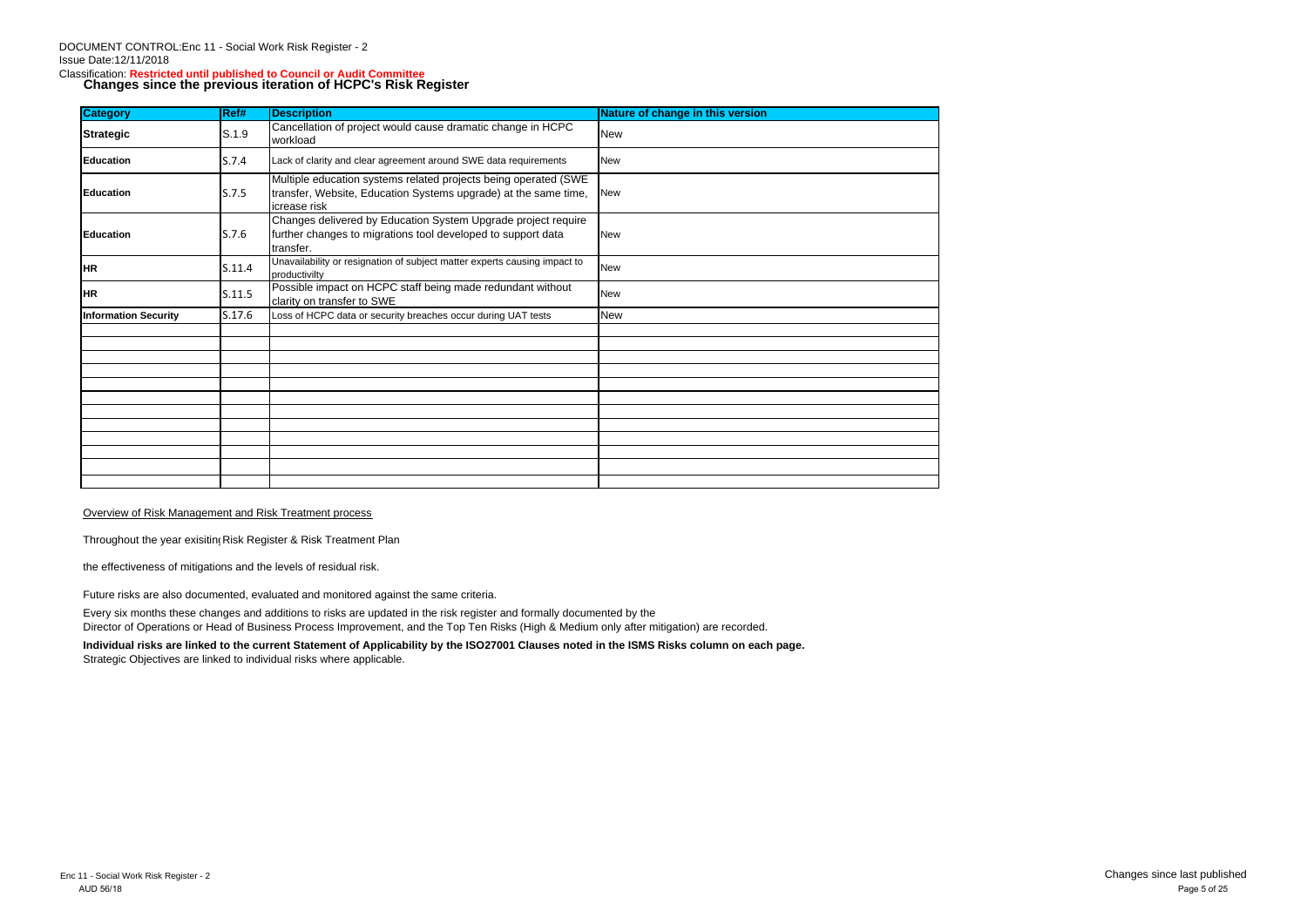DOCUMENT CONTROL:Enc 11 - Social Work Risk Register - 2
Issue Date:12/11/2018
Classification: **Restricted until published to Council or Audit Committee**

## Changes since the previous iteration of HCPC's Risk Register

| Category | Ref# | Description | Nature of change in this version |
|---|---|---|---|
| **Strategic** | S.1.9 | Cancellation of project would cause dramatic change in HCPC workload | New |
| **Education** | S.7.4 | Lack of clarity and clear agreement around SWE data requirements | New |
| **Education** | S.7.5 | Multiple education systems related projects being operated (SWE transfer, Website, Education Systems upgrade) at the same time, icrease risk | New |
| **Education** | S.7.6 | Changes delivered by Education System Upgrade project require further changes to migrations tool developed to support data transfer. | New |
| **HR** | S.11.4 | Unavailability or resignation of subject matter experts causing impact to productivilty | New |
| **HR** | S.11.5 | Possible impact on HCPC staff being made redundant without clarity on transfer to SWE | New |
| **Information Security** | S.17.6 | Loss of HCPC data or security breaches occur during UAT tests | New |
| | | | |
| | | | |
| | | | |
| | | | |
| | | | |
| | | | |
| | | | |
| | | | |
| | | | |
| | | | |
| | | | |
| | | | |

Overview of Risk Management and Risk Treatment process

Throughout the year exisiting Risk Register & Risk Treatment Plan

the effectiveness of mitigations and the levels of residual risk.

Future risks are also documented, evaluated and monitored against the same criteria.

Every six months these changes and additions to risks are updated in the risk register and formally documented by the
Director of Operations or Head of Business Process Improvement, and the Top Ten Risks (High & Medium only after mitigation) are recorded.

**Individual risks are linked to the current Statement of Applicability by the ISO27001 Clauses noted in the ISMS Risks column on each page.**
Strategic Objectives are linked to individual risks where applicable.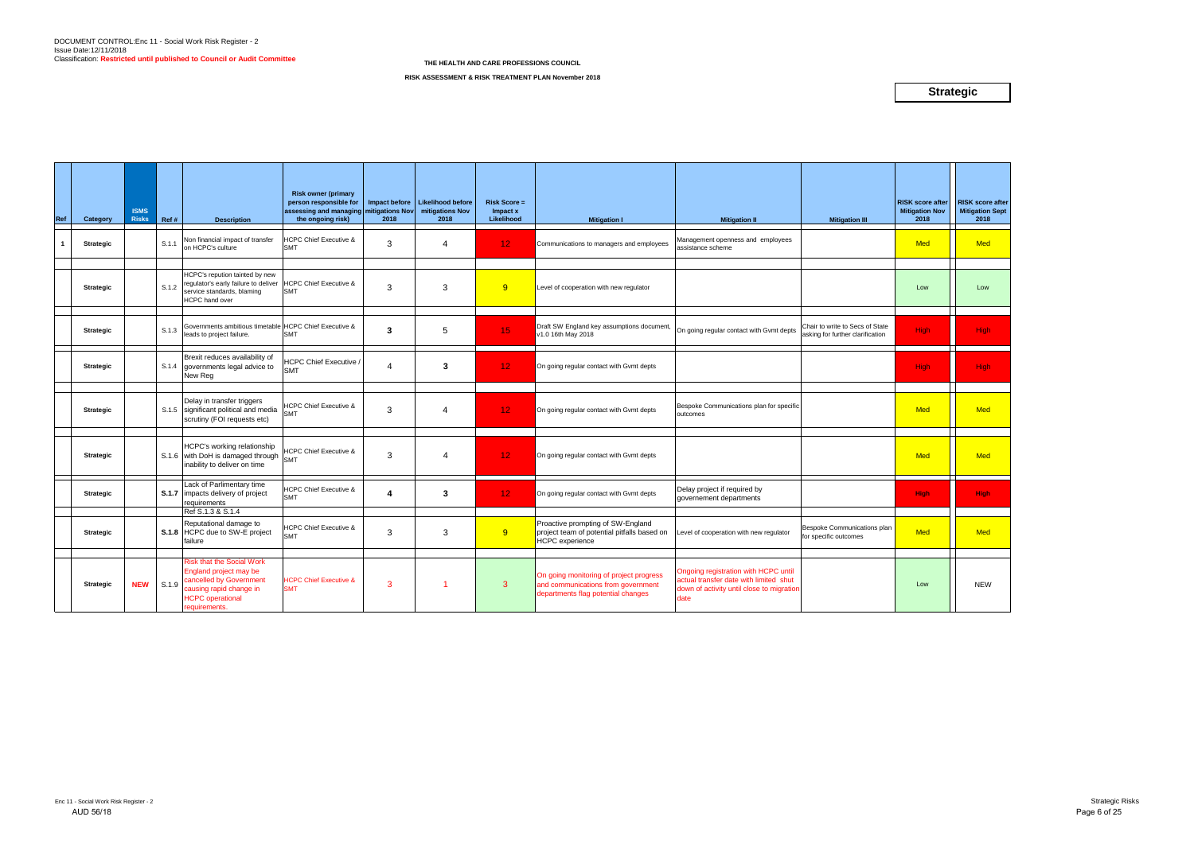DOCUMENT CONTROL:Enc 11 - Social Work Risk Register - 2
Issue Date:12/11/2018
Classification: **Restricted until published to Council or Audit Committee**

**THE HEALTH AND CARE PROFESSIONS COUNCIL**

**RISK ASSESSMENT & RISK TREATMENT PLAN November 2018**

**Strategic**

| Ref | Category | ISMS Risks | Ref # | Description | Risk owner (primary person responsible for assessing and managing the ongoing risk) | Impact before mitigations Nov 2018 | Likelihood before mitigations Nov 2018 | Risk Score = Impact x Likelihood | Mitigation I | Mitigation II | Mitigation III | RISK score after Mitigation Nov 2018 | RISK score after Mitigation Sept 2018 |
|---|---|---|---|---|---|---|---|---|---|---|---|---|---|
| 1 | Strategic | | S.1.1 | Non financial impact of transfer on HCPC's culture | HCPC Chief Executive & SMT | 3 | 4 | 12 | Communications to managers and employees | Management openness and employees assistance scheme | | Med | Med |
| | Strategic | | S.1.2 | HCPC's repution tainted by new regulator's early failure to deliver service standards, blaming HCPC hand over | HCPC Chief Executive & SMT | 3 | 3 | 9 | Level of cooperation with new regulator | | | Low | Low |
| | Strategic | | S.1.3 | Governments ambitious timetable leads to project failure. | HCPC Chief Executive & SMT | **3** | 5 | 15 | Draft SW England key assumptions document, v1.0 16th May 2018 | On going regular contact with Gvmt depts | Chair to write to Secs of State asking for further clarification | High | High |
| | Strategic | | S.1.4 | Brexit reduces availability of governments legal advice to New Reg | HCPC Chief Executive / SMT | 4 | **3** | 12 | On going regular contact with Gvmt depts | | | High | High |
| | Strategic | | S.1.5 | Delay in transfer triggers significant political and media scrutiny (FOI requests etc) | HCPC Chief Executive & SMT | 3 | 4 | 12 | On going regular contact with Gvmt depts | Bespoke Communications plan for specific outcomes | | Med | Med |
| | Strategic | | S.1.6 | HCPC's working relationship with DoH is damaged through inability to deliver on time | HCPC Chief Executive & SMT | 3 | 4 | 12 | On going regular contact with Gvmt depts | | | Med | Med |
| | Strategic | | **S.1.7** | Lack of Parlimentary time impacts delivery of project requirements | HCPC Chief Executive & SMT | **4** | **3** | 12 | On going regular contact with Gvmt depts | Delay project if required by governement departments | | **High** | **High** |
| | Strategic | | **S.1.8** | Ref S.1.3 & S.1.4 Reputational damage to HCPC due to SW-E project failure | HCPC Chief Executive & SMT | 3 | 3 | 9 | Proactive prompting of SW-England project team of potential pitfalls based on HCPC experience | Level of cooperation with new regulator | Bespoke Communications plan for specific outcomes | Med | Med |
| | Strategic | **NEW** | S.1.9 | Risk that the Social Work England project may be cancelled by Government causing rapid change in HCPC operational requirements. | HCPC Chief Executive & SMT | 3 | 1 | 3 | On going monitoring of project progress and communications from government departments flag potential changes | Ongoing registration with HCPC until actual transfer date with limited shut down of activity until close to migration date | | Low | NEW |

Enc 11 - Social Work Risk Register - 2
AUD 56/18

Strategic Risks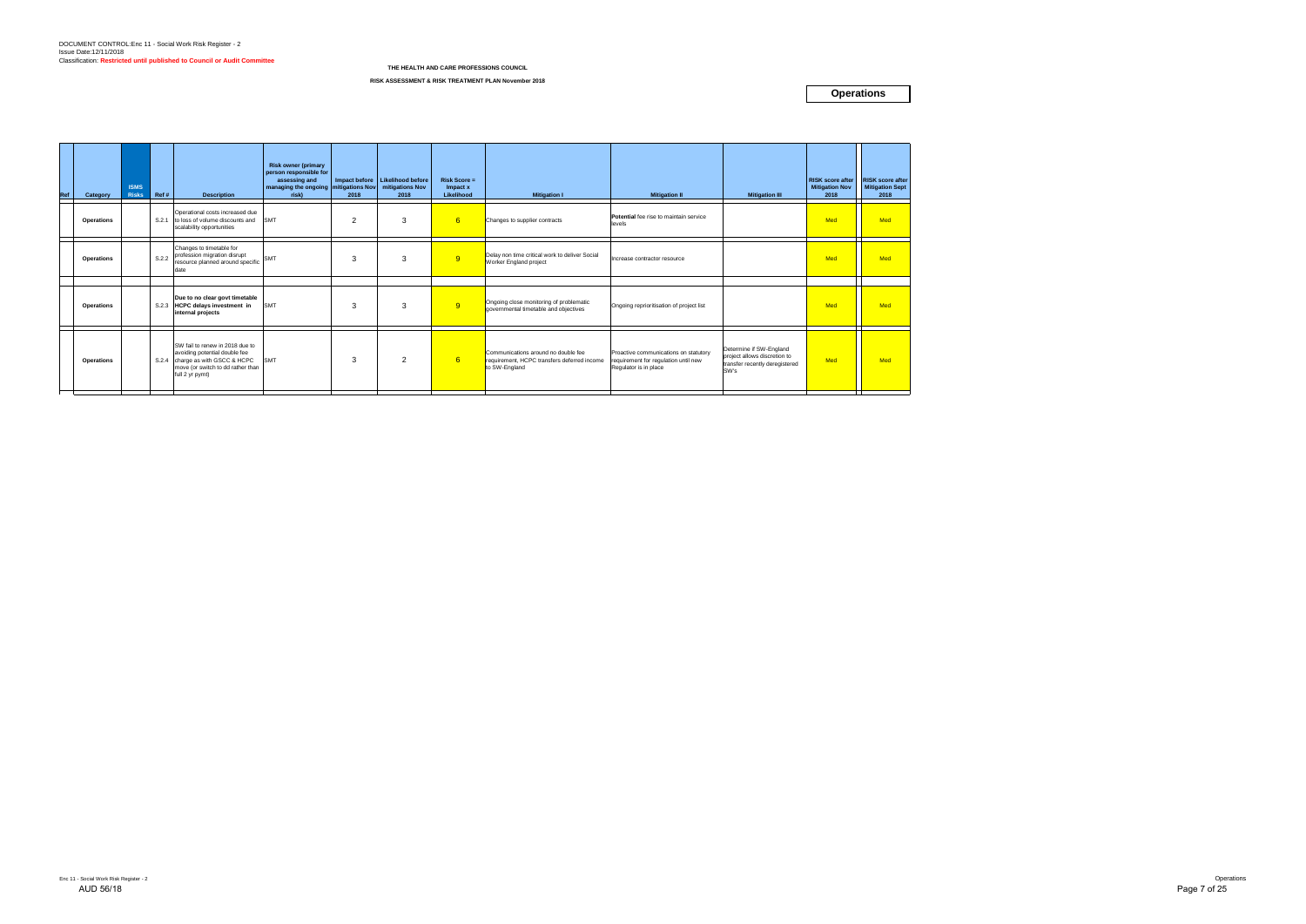DOCUMENT CONTROL:Enc 11 - Social Work Risk Register - 2
Issue Date:12/11/2018
Classification: **Restricted until published to Council or Audit Committee**

**THE HEALTH AND CARE PROFESSIONS COUNCIL**

**RISK ASSESSMENT & RISK TREATMENT PLAN November 2018**

**Operations**

| Ref | Category | ISMS Risks | Ref # | Description | Risk owner (primary person responsible for assessing and managing the ongoing risk) | Impact before mitigations Nov 2018 | Likelihood before mitigations Nov 2018 | Risk Score = Impact x Likelihood | Mitigation I | Mitigation II | Mitigation III | RISK score after Mitigation Nov 2018 | RISK score after Mitigation Sept 2018 |
|---|---|---|---|---|---|---|---|---|---|---|---|---|---|
| | **Operations** | | S.2.1 | Operational costs increased due to loss of volume discounts and scalability opportunities | SMT | 2 | 3 | 6 | Changes to supplier contracts | **Potential** fee rise to maintain service levels | | Med | Med |
| | **Operations** | | S.2.2 | Changes to timetable for profession migration disrupt resource planned around specific date | SMT | 3 | 3 | 9 | Delay non time critical work to deliver Social Worker England project | Increase contractor resource | | Med | Med |
| | **Operations** | | S.2.3 | **Due to no clear govt timetable HCPC delays investment in internal projects** | SMT | 3 | 3 | 9 | Ongoing close monitoring of problematic governmental timetable and objectives | Ongoing reprioritisation of project list | | Med | Med |
| | **Operations** | | S.2.4 | SW fail to renew in 2018 due to avoiding potential double fee charge as with GSCC & HCPC move (or switch to dd rather than full 2 yr pymt) | SMT | 3 | 2 | 6 | Communications around no double fee requirement, HCPC transfers deferred income to SW-England | Proactive communications on statutory requirement for regulation until new Regulator is in place | Determine if SW-England project allows discretion to transfer recently deregistered SW's | Med | Med |

Enc 11 - Social Work Risk Register - 2
AUD 56/18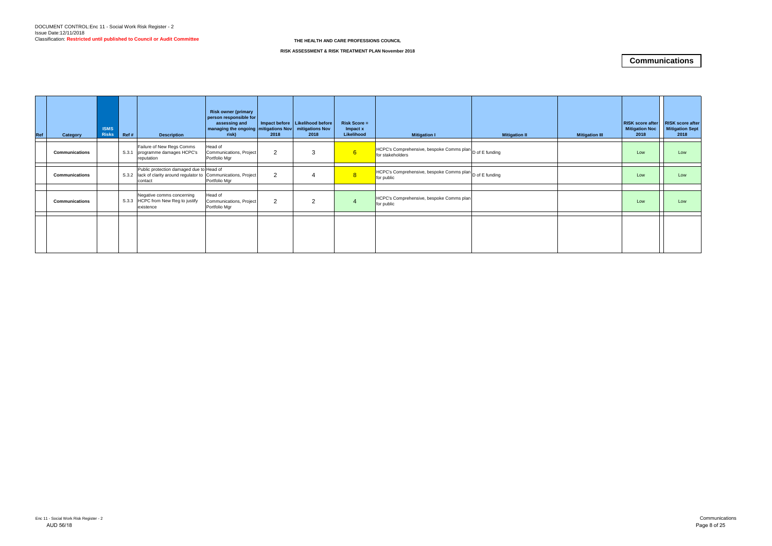DOCUMENT CONTROL:Enc 11 - Social Work Risk Register - 2
Issue Date:12/11/2018
Classification: **Restricted until published to Council or Audit Committee**

**THE HEALTH AND CARE PROFESSIONS COUNCIL**

**RISK ASSESSMENT & RISK TREATMENT PLAN November 2018**

## Communications

| Ref | Category | ISMS Risks | Ref # | Description | Risk owner (primary person responsible for assessing and managing the ongoing risk) | Impact before mitigations Nov 2018 | Likelihood before mitigations Nov 2018 | Risk Score = Impact x Likelihood | Mitigation I | Mitigation II | Mitigation III | RISK score after Mitigation Noc 2018 | RISK score after Mitigation Sept 2018 |
|---|---|---|---|---|---|---|---|---|---|---|---|---|---|
| | **Communications** | | S.3.1 | Failure of New Regs Comms programme damages HCPC's reputation | Head of Communications, Project Portfolio Mgr | 2 | 3 | 6 | HCPC's Comprehensive, bespoke Comms plan for stakeholders | D of E funding | | Low | Low |
| | **Communications** | | S.3.2 | Public protection damaged due to lack of clarity around regulator to contact | Head of Communications, Project Portfolio Mgr | 2 | 4 | 8 | HCPC's Comprehensive, bespoke Comms plan for public | D of E funding | | Low | Low |
| | **Communications** | | S.3.3 | Negative comms concerning HCPC from New Reg to justify existence | Head of Communications, Project Portfolio Mgr | 2 | 2 | 4 | HCPC's Comprehensive, bespoke Comms plan for public | | | Low | Low |

Enc 11 - Social Work Risk Register - 2
AUD 56/18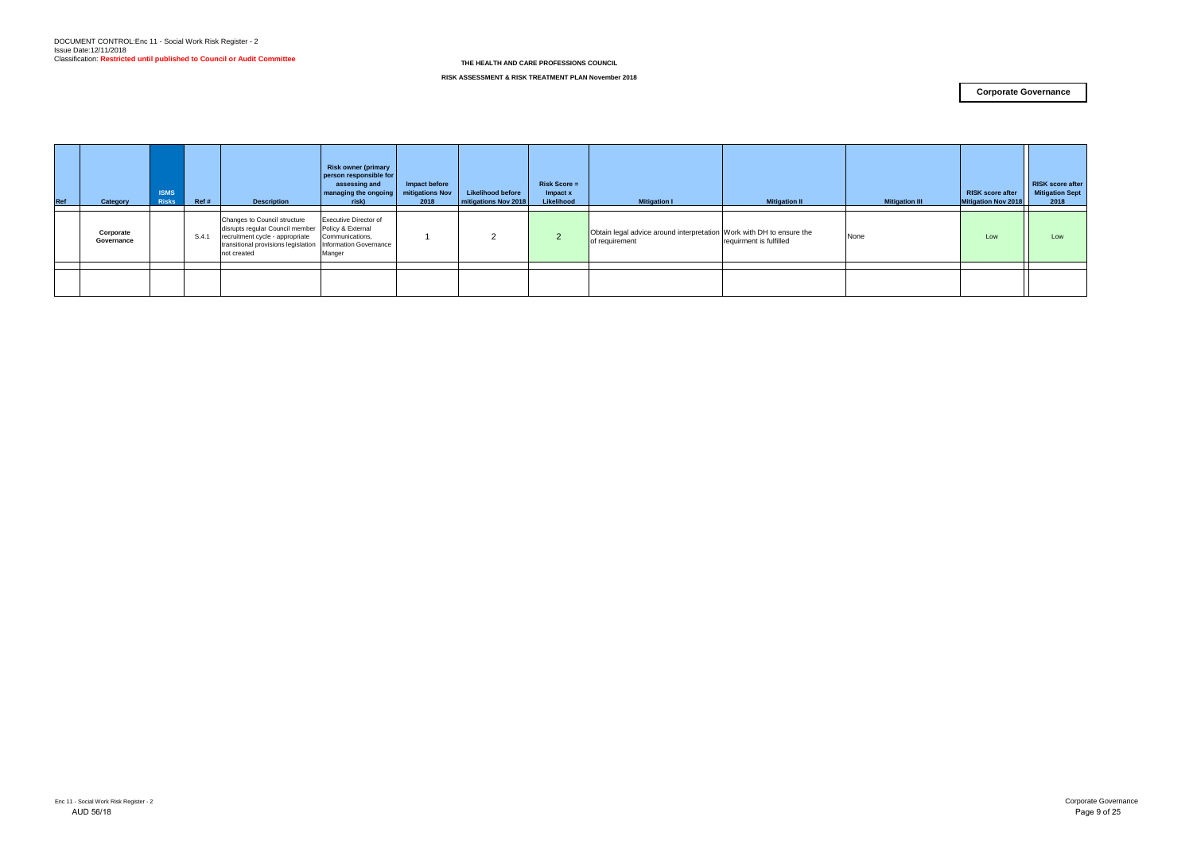DOCUMENT CONTROL:Enc 11 - Social Work Risk Register - 2
Issue Date:12/11/2018
Classification: **Restricted until published to Council or Audit Committee**

**THE HEALTH AND CARE PROFESSIONS COUNCIL**

**RISK ASSESSMENT & RISK TREATMENT PLAN November 2018**

**Corporate Governance**

| Ref | Category | ISMS Risks | Ref # | Description | Risk owner (primary person responsible for assessing and managing the ongoing risk) | Impact before mitigations Nov 2018 | Likelihood before mitigations Nov 2018 | Risk Score = Impact x Likelihood | Mitigation I | Mitigation II | Mitigation III | RISK score after Mitigation Nov 2018 | RISK score after Mitigation Sept 2018 |
|---|---|---|---|---|---|---|---|---|---|---|---|---|---|
| | Corporate Governance | | S.4.1 | Changes to Council structure disrupts regular Council member recruitment cycle - appropriate transitional provisions legislation not created | Executive Director of Policy & External Communications, Information Governance Manger | 1 | 2 | 2 | Obtain legal advice around interpretation of requirement | Work with DH to ensure the requirment is fulfilled | None | Low | Low |
| | | | | | | | | | | | | | |

Enc 11 - Social Work Risk Register - 2
AUD 56/18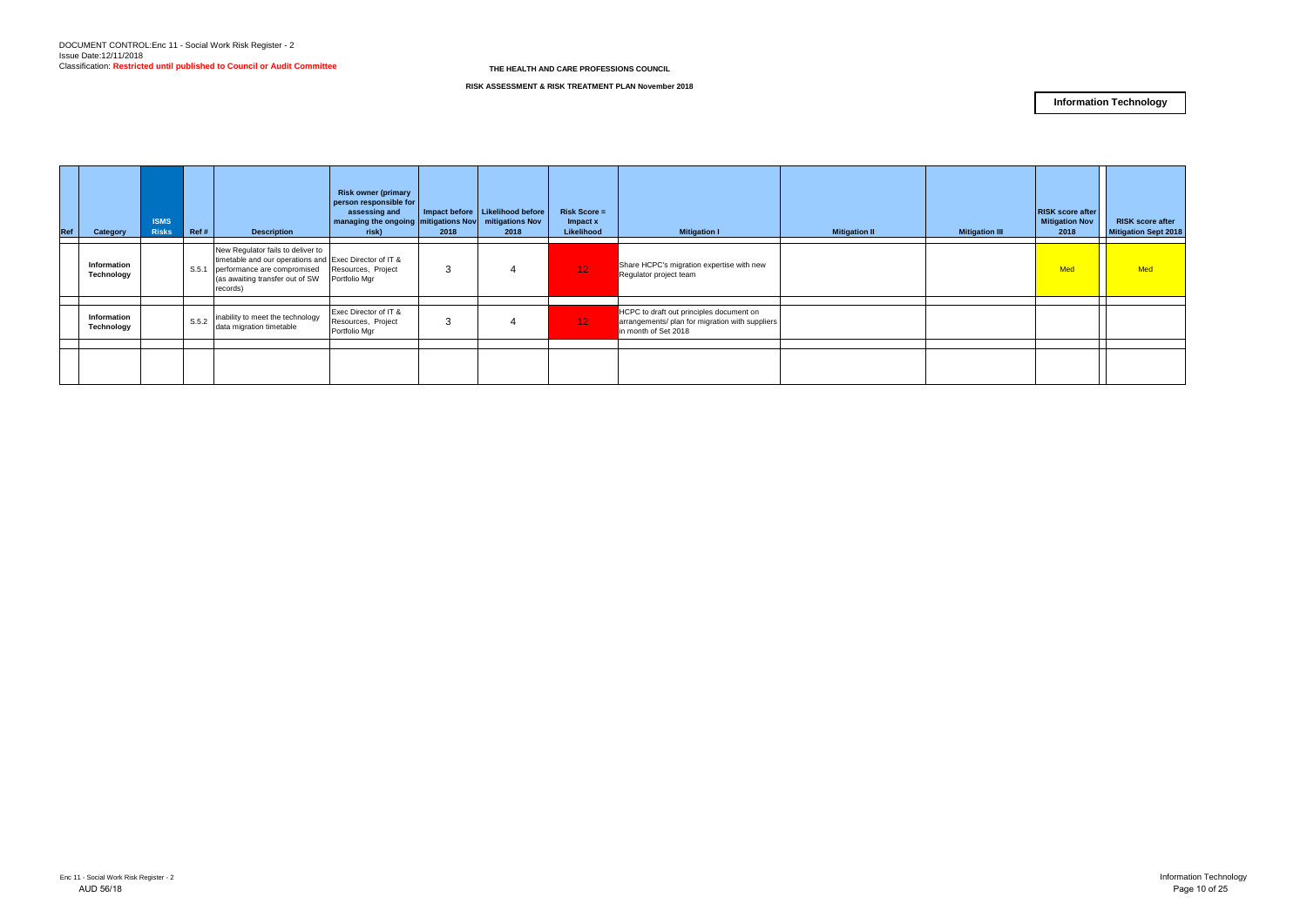DOCUMENT CONTROL:Enc 11 - Social Work Risk Register - 2
Issue Date:12/11/2018
Classification: **Restricted until published to Council or Audit Committee**

**THE HEALTH AND CARE PROFESSIONS COUNCIL**

**RISK ASSESSMENT & RISK TREATMENT PLAN November 2018**

**Information Technology**

| Ref | Category | ISMS Risks | Ref # | Description | Risk owner (primary person responsible for assessing and managing the ongoing risk) | Impact before mitigations Nov 2018 | Likelihood before mitigations Nov 2018 | Risk Score = Impact x Likelihood | Mitigation I | Mitigation II | Mitigation III | RISK score after Mitigation Nov 2018 | RISK score after Mitigation Sept 2018 |
|---|---|---|---|---|---|---|---|---|---|---|---|---|---|
| | **Information Technology** | | S.5.1 | New Regulator fails to deliver to timetable and our operations and performance are compromised (as awaiting transfer out of SW records) | Exec Director of IT & Resources, Project Portfolio Mgr | 3 | 4 | 12 | Share HCPC's migration expertise with new Regulator project team | | | Med | Med |
| | **Information Technology** | | S.5.2 | inability to meet the technology data migration timetable | Exec Director of IT & Resources, Project Portfolio Mgr | 3 | 4 | 12 | HCPC to draft out principles document on arrangements/ plan for migration with suppliers in month of Set 2018 | | | | |
| | | | | | | | | | | | | | |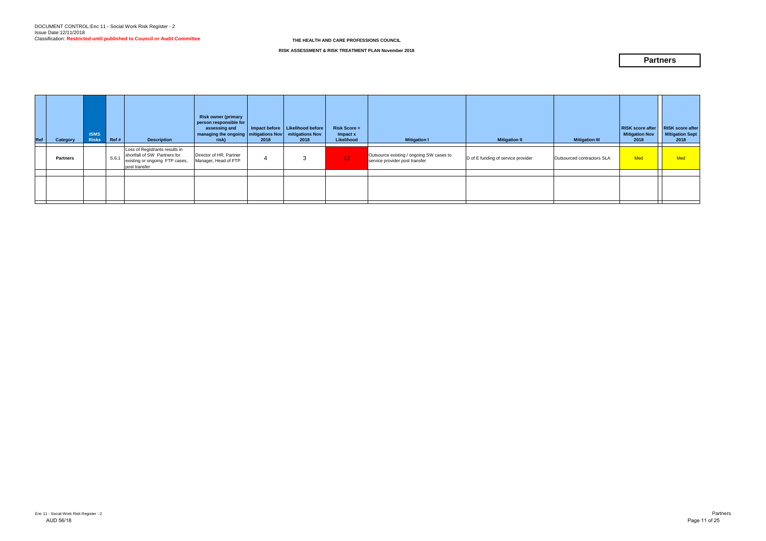DOCUMENT CONTROL:Enc 11 - Social Work Risk Register - 2
Issue Date:12/11/2018
Classification: **Restricted until published to Council or Audit Committee**

**THE HEALTH AND CARE PROFESSIONS COUNCIL**

**RISK ASSESSMENT & RISK TREATMENT PLAN November 2018**

## Partners

| Ref | Category | ISMS Risks | Ref # | Description | Risk owner (primary person responsible for assessing and managing the ongoing risk) | Impact before mitigations Nov 2018 | Likelihood before mitigations Nov 2018 | Risk Score = Impact x Likelihood | Mitigation I | Mitigation II | Mitigation III | RISK score after Mitigation Nov 2018 | RISK score after Mitigation Sept 2018 |
|---|---|---|---|---|---|---|---|---|---|---|---|---|---|
| | **Partners** | | S.6.1 | Loss of Registrants results in shortfall of SW Partners for existing or ongoing FTP cases, post transfer | Director of HR, Partner Manager, Head of FTP | 4 | 3 | 12 | Outsource existing / ongoing SW cases to service provider post transfer | D of E funding of service provider | Outsourced contractors SLA | Med | Med |
| | | | | | | | | | | | | | |
| | | | | | | | | | | | | | |

Enc 11 - Social Work Risk Register - 2
AUD 56/18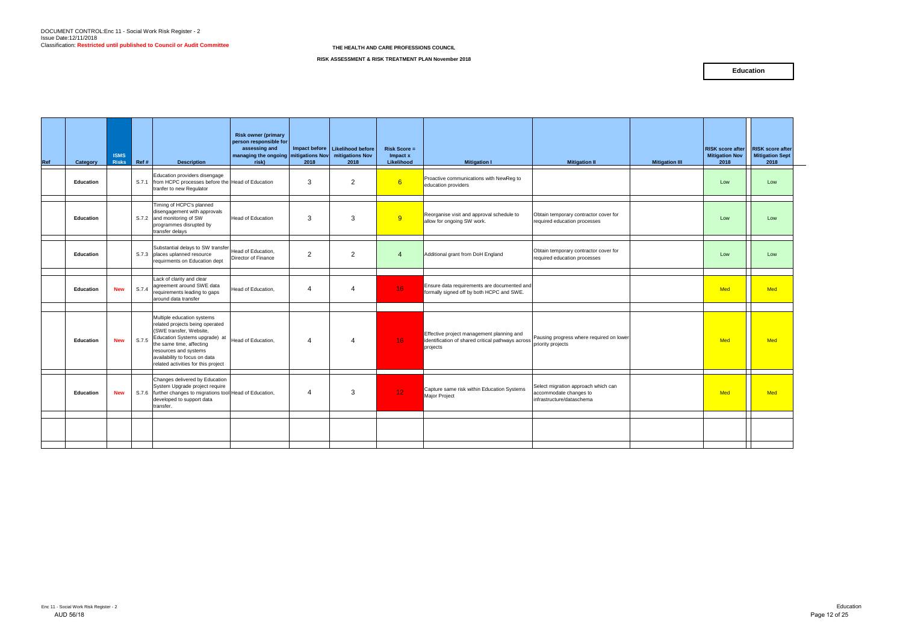DOCUMENT CONTROL:Enc 11 - Social Work Risk Register - 2
Issue Date:12/11/2018
Classification: **Restricted until published to Council or Audit Committee**

**THE HEALTH AND CARE PROFESSIONS COUNCIL**

**RISK ASSESSMENT & RISK TREATMENT PLAN November 2018**

**Education**

| Ref | Category | ISMS Risks | Ref # | Description | Risk owner (primary person responsible for assessing and managing the ongoing risk) | Impact before mitigations Nov 2018 | Likelihood before mitigations Nov 2018 | Risk Score = Impact x Likelihood | Mitigation I | Mitigation II | Mitigation III | RISK score after Mitigation Nov 2018 | RISK score after Mitigation Sept 2018 |
|---|---|---|---|---|---|---|---|---|---|---|---|---|---|
| | Education | | S.7.1 | Education providers disengage from HCPC processes before the tranfer to new Regulator | Head of Education | 3 | 2 | 6 | Proactive communications with NewReg to education providers | | | Low | Low |
| | Education | | S.7.2 | Timing of HCPC's planned disengagement with approvals and monitoring of SW programmes disrupted by transfer delays | Head of Education | 3 | 3 | 9 | Reorganise visit and approval schedule to allow for ongoing SW work. | Obtain temporary contractor cover for required education processes | | Low | Low |
| | Education | | S.7.3 | Substantial delays to SW transfer places uplanned resource requirments on Education dept | Head of Education, Director of Finance | 2 | 2 | 4 | Additional grant from DoH England | Obtain temporary contractor cover for required education processes | | Low | Low |
| | Education | New | S.7.4 | Lack of clarity and clear agreement around SWE data requirements leading to gaps around data transfer | Head of Education, | 4 | 4 | 16 | Ensure data requirements are documented and formally signed off by both HCPC and SWE. | | | Med | Med |
| | Education | New | S.7.5 | Multiple education systems related projects being operated (SWE transfer, Website, Education Systems upgrade) at the same time, affecting resources and systems availability to focus on data related activities for this project | Head of Education, | 4 | 4 | 16 | Effective project management planning and identification of shared critical pathways across projects | Pausing progress where required on lower priority projects | | Med | Med |
| | Education | New | S.7.6 | Changes delivered by Education System Upgrade project require further changes to migrations tool developed to support data transfer. | Head of Education, | 4 | 3 | 12 | Capture same risk within Education Systems Major Project | Select migration approach which can accommodate changes to infrastructure/dataschema | | Med | Med |

Enc 11 - Social Work Risk Register - 2
AUD 56/18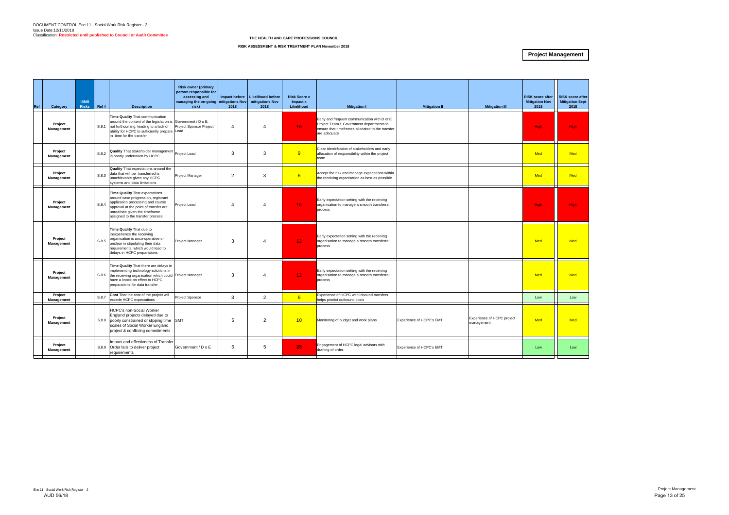DOCUMENT CONTROL:Enc 11 - Social Work Risk Register - 2
Issue Date:12/11/2018
Classification: **Restricted until published to Council or Audit Committee**

**THE HEALTH AND CARE PROFESSIONS COUNCIL**

**RISK ASSESSMENT & RISK TREATMENT PLAN November 2018**

**Project Management**

| Ref | Category | ISMS Risks | Ref # | Description | Risk owner (primary person responsible for assessing and managing the on-going risk) | Impact before mitigations Nov 2018 | Likelihood before mitigations Nov 2018 | Risk Score = Impact x Likelihood | Mitigation I | Mitigation II | Mitigation III | RISK score after Mitigation Nov 2018 | RISK score after Mitigation Sept 2018 |
|---|---|---|---|---|---|---|---|---|---|---|---|---|---|
| | Project Management | | S.8.1 | **Time Quality** That communication around the content of the legislation is not forthcoming, leading to a lack of ability for HCPC to sufficiently prepare in time for the transfer | Government / D o E; Project Sponsor Project Lead | 4 | 4 | 16 | Early and frequent communication with D of E Project Team / Government departments to ensure that timeframes allocated to the transfer are adequate | | | High | High |
| | Project Management | | S.8.2 | **Quality** That stakeholder management is poorly undertaken by HCPC | Project Lead | 3 | 3 | 9 | Clear idenitifcation of stakeholders and early allocation of responsibility within the project team | | | Med | Med |
| | Project Management | | S.8.3 | **Quality** That expectations around the data that will be transferred is unachievable given any HCPC systems and data limitations | Project Manager | 2 | 3 | 6 | Accept the risk and manage expecations within the receiving organisation as best as possible | | | Med | Med |
| | Project Management | | S.8.4 | **Time Quality** That expectations around case progression, registrant application processing and course approval at the point of transfer are unrealistic given the timeframe assigned to the transfer process | Project Lead | 4 | 4 | 16 | Early expectation setting with the receiving organisation to manage a smooth transferral process | | | High | High |
| | Project Management | | S.8.5 | **Time Quality** That due to inexperience the receiving organisation is unco-operative or unclear in stipulating their data requirements, which would lead to delays in HCPC preparations | Project Manager | 3 | 4 | 12 | Early expectation setting with the receiving organisation to manage a smooth transferral process | | | Med | Med |
| | Project Management | | S.8.6 | **Time Quality** That there are delays in implementing technology solutions in the receiving organisation which could have a knock on effect to HCPC preparations for data transfer | Project Manager | 3 | 4 | 12 | Early expectation setting with the receiving organisation to manage a smooth transferral process | | | Med | Med |
| | Project Management | | S.8.7 | **Cost** That the cost of the project will excede HCPC expectations | Project Sponsor | 3 | 2 | 6 | Experience of HCPC with inbound transfers helps predict outbound costs | | | Low | Low |
| | Project Management | | S.8.8 | HCPC's non-Social Worker England projects delayed due to poorly constrained or slipping time scales of Social Worker England project & conflicting commitments | SMT | 5 | 2 | 10 | Monitoring of budget and work plans | Experience of HCPC's EMT | Experience of HCPC project management | Med | Med |
| | Project Management | | S.8.9 | Impact and effectivness of Transfer Order fails to deliver project requirements | Government / D o E | 5 | 5 | 25 | Engagement of HCPC legal advisors with drafting of order. | Experience of HCPC's EMT | | Low | Low |

Enc 11 - Social Work Risk Register - 2
AUD 56/18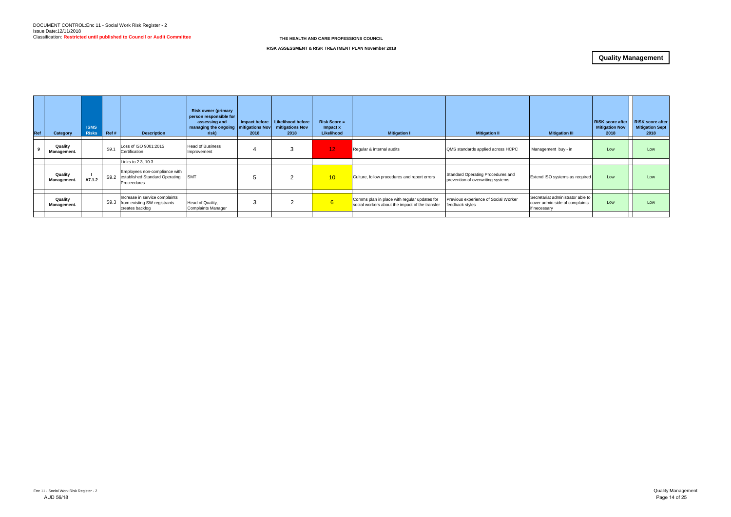DOCUMENT CONTROL:Enc 11 - Social Work Risk Register - 2
Issue Date:12/11/2018
Classification: **Restricted until published to Council or Audit Committee**

**THE HEALTH AND CARE PROFESSIONS COUNCIL**

**RISK ASSESSMENT & RISK TREATMENT PLAN November 2018**

## Quality Management

| Ref | Category | ISMS Risks | Ref # | Description | Risk owner (primary person responsible for assessing and managing the ongoing risk) | Impact before mitigations Nov 2018 | Likelihood before mitigations Nov 2018 | Risk Score = Impact x Likelihood | Mitigation I | Mitigation II | Mitigation III | RISK score after Mitigation Nov 2018 | RISK score after Mitigation Sept 2018 |
|---|---|---|---|---|---|---|---|---|---|---|---|---|---|
| 9 | Quality Management. | | S9.1 | Loss of ISO 9001:2015 Certification | Head of Business Improvement | 4 | 3 | 12 | Regular & internal audits | QMS standards applied across HCPC | Management buy - in | Low | Low |
| | | | | Links to 2.3, 10.3 | | | | | | | | | |
| | Quality Management. | I A7.1.2 | S9.2 | Employees non-compliance with established Standard Operating Proceedures | SMT | 5 | 2 | 10 | Culture, follow procedures and report errors | Standard Operating Procedures and prevention of overwriting systems | Extend ISO systems as required | Low | Low |
| | Quality Management. | | S9.3 | Increase in service complaints from existing SW registrants creates backlog | Head of Quality, Complaints Manager | 3 | 2 | 6 | Comms plan in place with regular updates for social workers about the impact of the transfer | Previous experience of Social Worker feedback styles | Secretariat administrator able to cover admin side of complaints if necessary | Low | Low |

Enc 11 - Social Work Risk Register - 2
AUD 56/18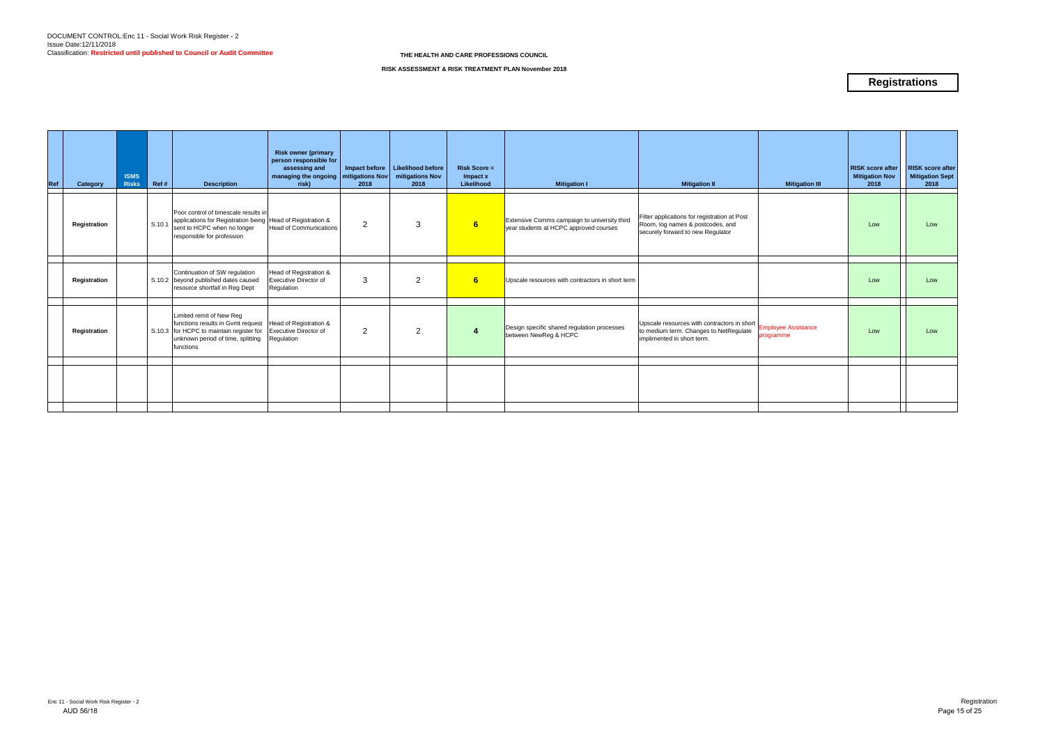DOCUMENT CONTROL:Enc 11 - Social Work Risk Register - 2
Issue Date:12/11/2018
Classification: **Restricted until published to Council or Audit Committee**

**THE HEALTH AND CARE PROFESSIONS COUNCIL**

**RISK ASSESSMENT & RISK TREATMENT PLAN November 2018**

# Registrations

| Ref | Category | ISMS Risks | Ref # | Description | Risk owner (primary person responsible for assessing and managing the ongoing risk) | Impact before mitigations Nov 2018 | Likelihood before mitigations Nov 2018 | Risk Score = Impact x Likelihood | Mitigation I | Mitigation II | Mitigation III | RISK score after Mitigation Nov 2018 | RISK score after Mitigation Sept 2018 |
|---|---|---|---|---|---|---|---|---|---|---|---|---|---|
| | **Registration** | | S.10.1 | Poor control of timescale results in applications for Registration being sent to HCPC when no longer responsible for profession | Head of Registration & Head of Communications | 2 | 3 | **6** | Extensive Comms campaign to university third year students at HCPC approved courses | Filter applications for registration at Post Room, log names & postcodes, and securely forward to new Regulator | | Low | Low |
| | **Registration** | | S.10.2 | Continuation of SW regulation beyond published dates caused resource shortfall in Reg Dept | Head of Registration & Executive Director of Regulation | 3 | 2 | **6** | Upscale resources with contractors in short term | | | Low | Low |
| | **Registration** | | S.10.3 | Limited remit of New Reg functions results in Gvmt request for HCPC to maintain register for unknown period of time, splitting functions | Head of Registration & Executive Director of Regulation | 2 | 2 | **4** | Design specific shared regulation processes between NewReg & HCPC | Upscale resources with contractors in short to medium term. Changes to NetRegulate implimented in short term. | Employee Assistance programme | Low | Low |
| | | | | | | | | | | | | | |

Enc 11 - Social Work Risk Register - 2
AUD 56/18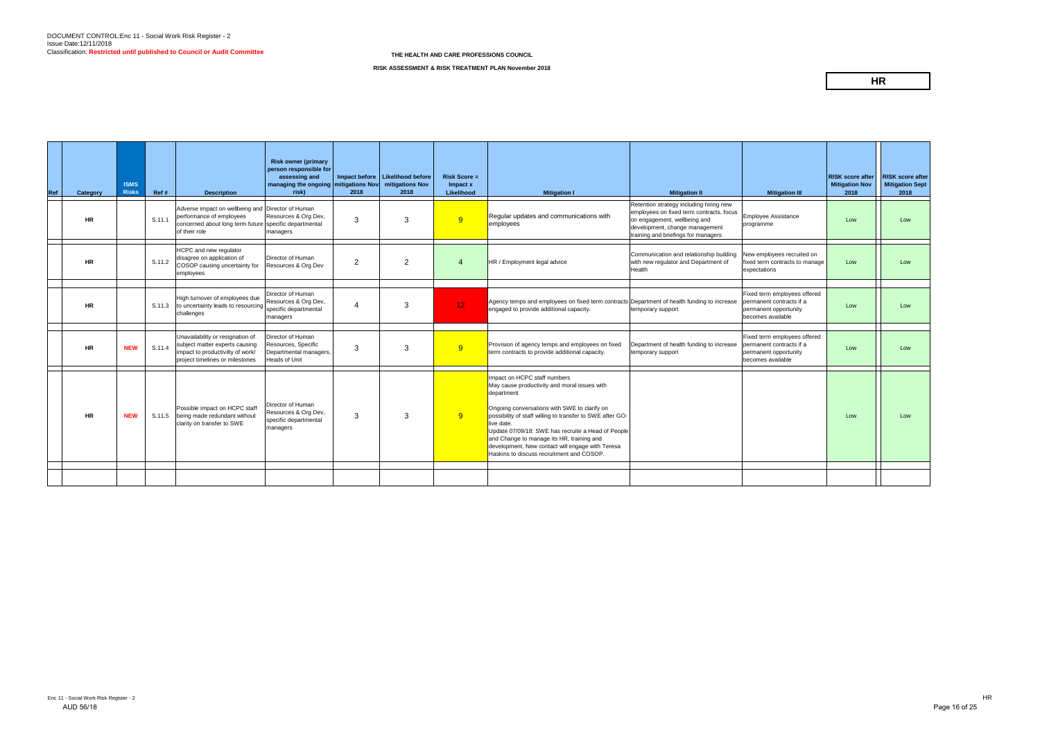DOCUMENT CONTROL:Enc 11 - Social Work Risk Register - 2
Issue Date:12/11/2018
Classification: **Restricted until published to Council or Audit Committee**

**THE HEALTH AND CARE PROFESSIONS COUNCIL**

**RISK ASSESSMENT & RISK TREATMENT PLAN November 2018**

**HR**

| Ref | Category | ISMS Risks | Ref # | Description | Risk owner (primary person responsible for assessing and managing the ongoing risk) | Impact before mitigations Nov 2018 | Likelihood before mitigations Nov 2018 | Risk Score = Impact x Likelihood | Mitigation I | Mitigation II | Mitigation III | RISK score after Mitigation Nov 2018 | RISK score after Mitigation Sept 2018 |
|---|---|---|---|---|---|---|---|---|---|---|---|---|---|
| | HR | | S.11.1 | Adverse impact on wellbeing and performance of employees concerned about long term future of their role | Director of Human Resources & Org Dev, specific departmental managers | 3 | 3 | 9 | Regular updates and communications with employees | Retention strategy including hiring new employees on fixed term contracts, focus on engagement, wellbeing and development, change management training and briefings for managers | Employee Assistance programme | Low | Low |
| | HR | | S.11.2 | HCPC and new regulator disagree on application of COSOP causing uncertainty for employees | Director of Human Resources & Org Dev | 2 | 2 | 4 | HR / Employment legal advice | Communication and relationship building with new regulator and Department of Health | New employees recruited on fixed term contracts to manage expectations | Low | Low |
| | HR | | S.11.3 | High turnover of employees due to uncertainty leads to resourcing challenges | Director of Human Resources & Org Dev, specific departmental managers | 4 | 3 | 12 | Agency temps and employees on fixed term contracts engaged to provide additional capacity. | Department of health funding to increase temporary support | Fixed term employees offered permanent contracts if a permanent opportunity becomes available | Low | Low |
| | HR | NEW | S.11.4 | Unavailability or resignation of subject matter experts causing impact to productivilty of work/ project timelines or milestones | Director of Human Resources, Specific Departmental managers, Heads of Unit | 3 | 3 | 9 | Provision of agency temps and employees on fixed term contracts to provide additional capacity. | Department of health funding to increase temporary support | Fixed term employees offered permanent contracts if a permanent opportunity becomes available | Low | Low |
| | HR | NEW | S.11.5 | Possible impact on HCPC staff being made redundant without clarity on transfer to SWE | Director of Human Resources & Org Dev, specific departmental managers | 3 | 3 | 9 | Impact on HCPC staff numbers<br>May cause productivity and moral issues with department<br><br>Ongoing conversations with SWE to clarify on possibility of staff willing to transfer to SWE after GO-live date.<br>Update 07/09/18: SWE has recruite a Head of People and Change to manage its HR, training and development. New contact will engage with Teresa Haskins to discuss recruitment and COSOP. | | | Low | Low |
| | | | | | | | | | | | | | |

Enc 11 - Social Work Risk Register - 2
AUD 56/18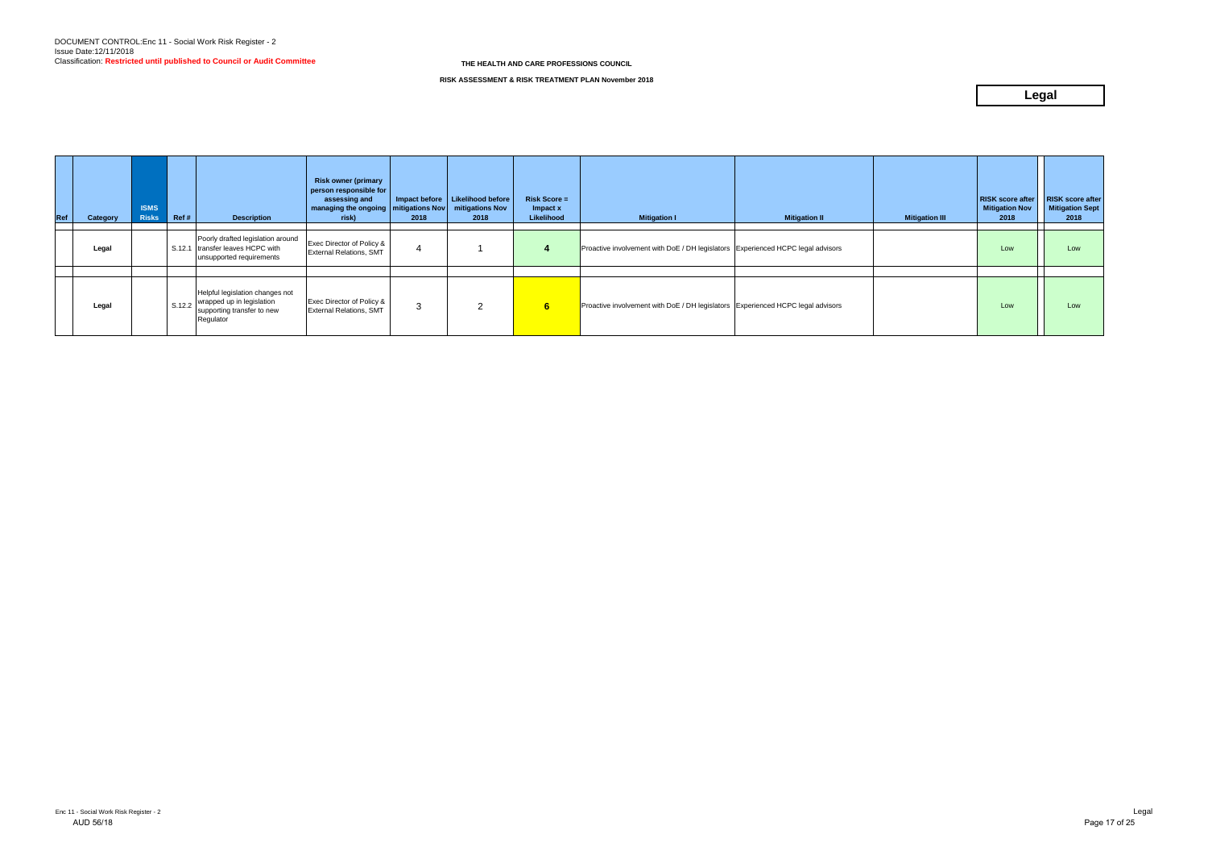DOCUMENT CONTROL:Enc 11 - Social Work Risk Register - 2
Issue Date:12/11/2018
Classification: **Restricted until published to Council or Audit Committee**

**THE HEALTH AND CARE PROFESSIONS COUNCIL**

**RISK ASSESSMENT & RISK TREATMENT PLAN November 2018**

# Legal

| Ref | Category | ISMS Risks | Ref # | Description | Risk owner (primary person responsible for assessing and managing the ongoing risk) | Impact before mitigations Nov 2018 | Likelihood before mitigations Nov 2018 | Risk Score = Impact x Likelihood | Mitigation I | Mitigation II | Mitigation III | RISK score after Mitigation Nov 2018 | RISK score after Mitigation Sept 2018 |
|---|---|---|---|---|---|---|---|---|---|---|---|---|---|
| | Legal | | S.12.1 | Poorly drafted legislation around transfer leaves HCPC with unsupported requirements | Exec Director of Policy & External Relations, SMT | 4 | 1 | 4 | Proactive involvement with DoE / DH legislators | Experienced HCPC legal advisors | | Low | Low |
| | Legal | | S.12.2 | Helpful legislation changes not wrapped up in legislation supporting transfer to new Regulator | Exec Director of Policy & External Relations, SMT | 3 | 2 | 6 | Proactive involvement with DoE / DH legislators | Experienced HCPC legal advisors | | Low | Low |

Enc 11 - Social Work Risk Register - 2
AUD 56/18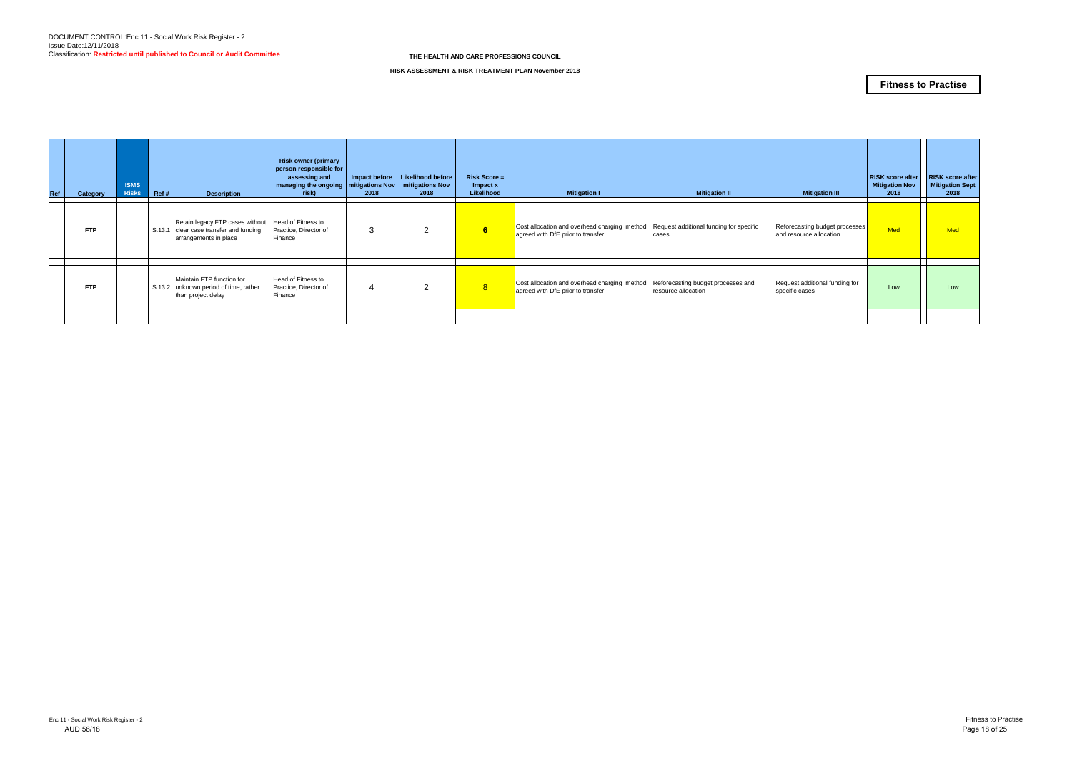DOCUMENT CONTROL:Enc 11 - Social Work Risk Register - 2
Issue Date:12/11/2018
Classification: **Restricted until published to Council or Audit Committee**

**THE HEALTH AND CARE PROFESSIONS COUNCIL**

**RISK ASSESSMENT & RISK TREATMENT PLAN November 2018**

**Fitness to Practise**

| Ref | Category | ISMS Risks | Ref # | Description | Risk owner (primary person responsible for assessing and managing the ongoing risk) | Impact before mitigations Nov 2018 | Likelihood before mitigations Nov 2018 | Risk Score = Impact x Likelihood | Mitigation I | Mitigation II | Mitigation III | RISK score after Mitigation Nov 2018 | RISK score after Mitigation Sept 2018 |
|---|---|---|---|---|---|---|---|---|---|---|---|---|---|
| | FTP | | S.13.1 | Retain legacy FTP cases without clear case transfer and funding arrangements in place | Head of Fitness to Practice, Director of Finance | 3 | 2 | 6 | Cost allocation and overhead charging method agreed with DfE prior to transfer | Request additional funding for specific cases | Reforecasting budget processes and resource allocation | Med | Med |
| | FTP | | S.13.2 | Maintain FTP function for unknown period of time, rather than project delay | Head of Fitness to Practice, Director of Finance | 4 | 2 | 8 | Cost allocation and overhead charging method agreed with DfE prior to transfer | Reforecasting budget processes and resource allocation | Request additional funding for specific cases | Low | Low |

Enc 11 - Social Work Risk Register - 2
AUD 56/18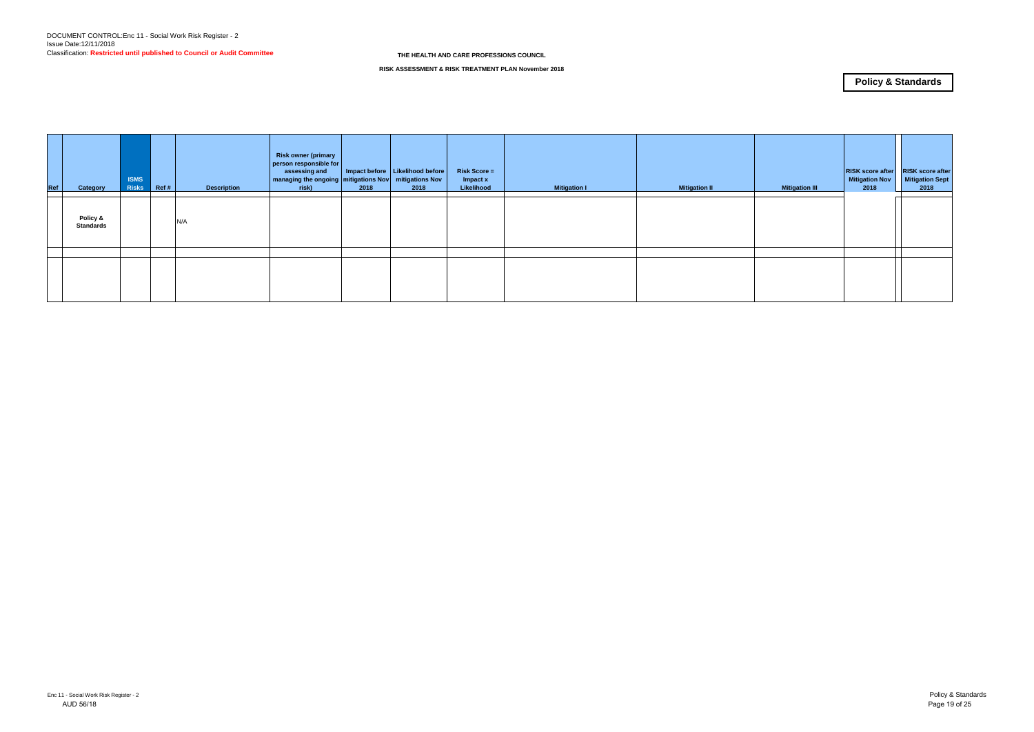DOCUMENT CONTROL:Enc 11 - Social Work Risk Register - 2
Issue Date:12/11/2018
Classification: **Restricted until published to Council or Audit Committee**

**THE HEALTH AND CARE PROFESSIONS COUNCIL**

**RISK ASSESSMENT & RISK TREATMENT PLAN November 2018**

**Policy & Standards**

| Ref | Category | ISMS Risks | Ref # | Description | Risk owner (primary person responsible for assessing and managing the ongoing risk) | Impact before mitigations Nov 2018 | Likelihood before mitigations Nov 2018 | Risk Score = Impact x Likelihood | Mitigation I | Mitigation II | Mitigation III | RISK score after Mitigation Nov 2018 | RISK score after Mitigation Sept 2018 |
|---|---|---|---|---|---|---|---|---|---|---|---|---|---|
| | **Policy & Standards** | | | N/A | | | | | | | | | |
| | | | | | | | | | | | | | |
| | | | | | | | | | | | | | |

Enc 11 - Social Work Risk Register - 2
AUD 56/18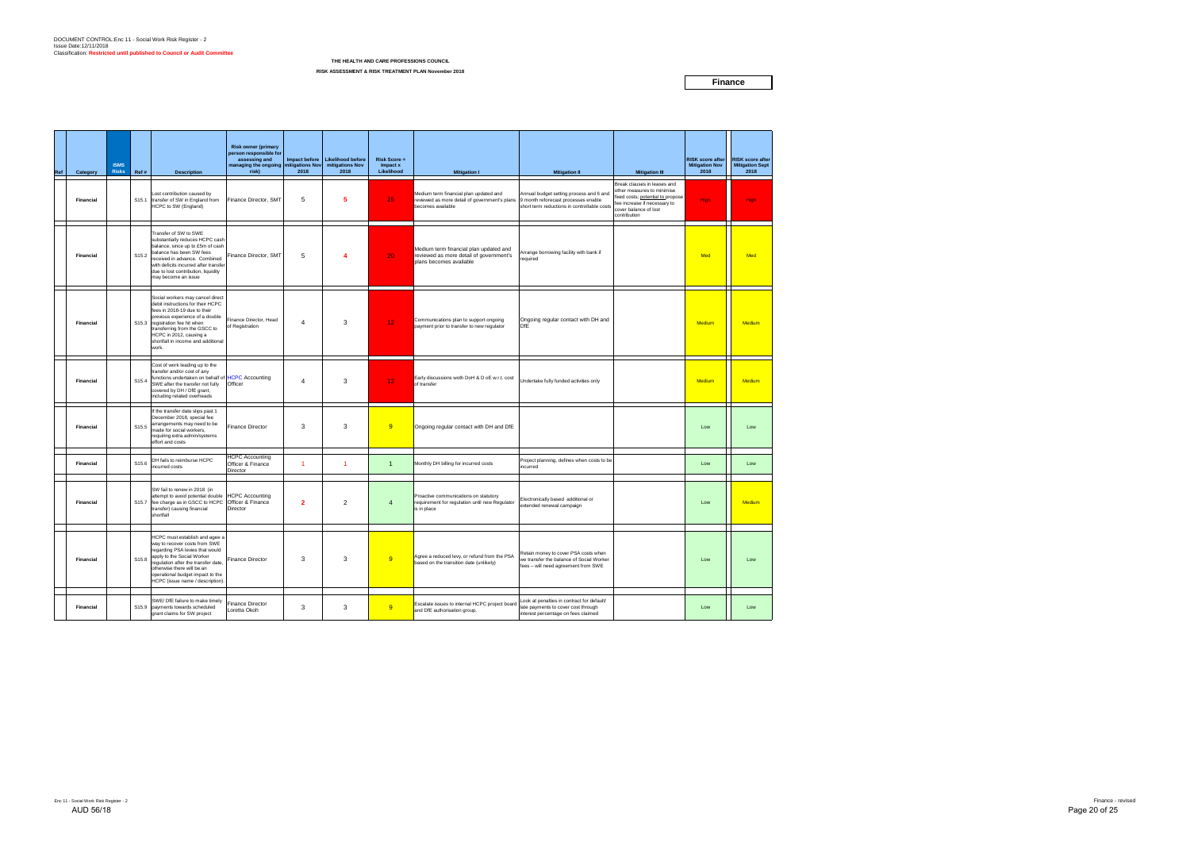DOCUMENT CONTROL:Enc 11 - Social Work Risk Register - 2
Issue Date:12/11/2018
Classification: **Restricted until published to Council or Audit Committee**

**THE HEALTH AND CARE PROFESSIONS COUNCIL**

**RISK ASSESSMENT & RISK TREATMENT PLAN November 2018**

**Finance**

| Ref | Category | ISMS Risks | Ref # | Description | Risk owner (primary person responsible for assessing and managing the ongoing risk) | Impact before mitigations Nov 2018 | Likelihood before mitigations Nov 2018 | Risk Score = Impact x Likelihood | Mitigation I | Mitigation II | Mitigation III | RISK score after Mitigation Nov 2018 | RISK score after Mitigation Sept 2018 |
|---|---|---|---|---|---|---|---|---|---|---|---|---|---|
| | Financial | | S15.1 | Lost contribution caused by transfer of SW in England from HCPC to SW (England) | Finance Director, SMT | 5 | 5 | 25 | Medium term financial plan updated and reviewed as more detail of government's plans becomes available | Annual budget setting process and 6 and 9 month reforecast processes enable short term reductions in controllable costs | Break clauses in leases and other measures to minimise fixed costs; potential to propose fee increase if necessary to cover balance of lost contribution | High | High |
| | Financial | | S15.2 | Transfer of SW to SWE substantially reduces HCPC cash balance, since up to £5m of cash balance has been SW fees received in advance. Combined with deficits incurred after transfer due to lost contribution, liquidity may become an issue | Finance Director, SMT | 5 | 4 | 20 | Medium term financial plan updated and reviewed as more detail of government's plans becomes available | Arrange borrowing facility with bank if required | | Med | Med |
| | Financial | | S15.3 | Social workers may cancel direct debit instructions for their HCPC fees in 2018-19 due to their previous experience of a double registration fee hit when transferring from the GSCC to HCPC in 2012, causing a shortfall in income and additional work. | Finance Director, Head of Registration | 4 | 3 | 12 | Communications plan to support ongoing payment prior to transfer to new regulator | Ongoing regular contact with DH and DfE | | Medium | Medium |
| | Financial | | S15.4 | Cost of work leading up to the transfer and/or cost of any functions undertaken on behalf of SWE after the transfer not fully covered by DH / DfE grant, including related overheads | HCPC Accounting Officer | 4 | 3 | 12 | Early discussions woth DoH & D oE w.r.t. cost of transfer | Undertake fully funded activities only | | Medium | Medium |
| | Financial | | S15.5 | If the transfer date slips past 1 December 2018, special fee arrangements may need to be made for social workers, requiring extra admin/systems effort and costs | Finance Director | 3 | 3 | 9 | Ongoing regular contact with DH and DfE | | | Low | Low |
| | Financial | | S15.6 | DH fails to reimburse HCPC incurred costs | HCPC Accounting Officer & Finance Director | 1 | 1 | 1 | Monthly DH billing for incurred costs | Project planning, defines when costs to be incurred | | Low | Low |
| | Financial | | S15.7 | SW fail to renew in 2018 (in attempt to avoid potential double fee charge as in GSCC to HCPC transfer) causing financial shortfall | HCPC Accounting Officer & Finance Director | 2 | 2 | 4 | Proactive communications on statutory requirement for regulation until new Regulator is in place | Electronically based additional or extended renewal campaign | | Low | Medium |
| | Financial | | S15.8 | HCPC must establish and agee a way to recover costs from SWE regarding PSA levies that would apply to the Social Worker regulation after the transfer date, otherwise there will be an operational budget impact to the HCPC (issue name / description) | Finance Director | 3 | 3 | 9 | Agree a reduced levy, or refund from the PSA based on the transition date (unlikely) | Retain money to cover PSA costs when we transfer the balance of Social Worker fees – will need agreement from SWE | | Low | Low |
| | Financial | | S15.9 | SWE/ DfE failure to make timely payments towards scheduled grant claims for SW project | Finance Director Loretta Okoh | 3 | 3 | 9 | Escalate issues to internal HCPC project board and DfE authorisation group. | Look at penalties in contract for default/ late payments to cover cost through interest percentage on fees claimed | | Low | Low |

Enc 11 - Social Work Risk Register - 2
AUD 56/18

Finance - revised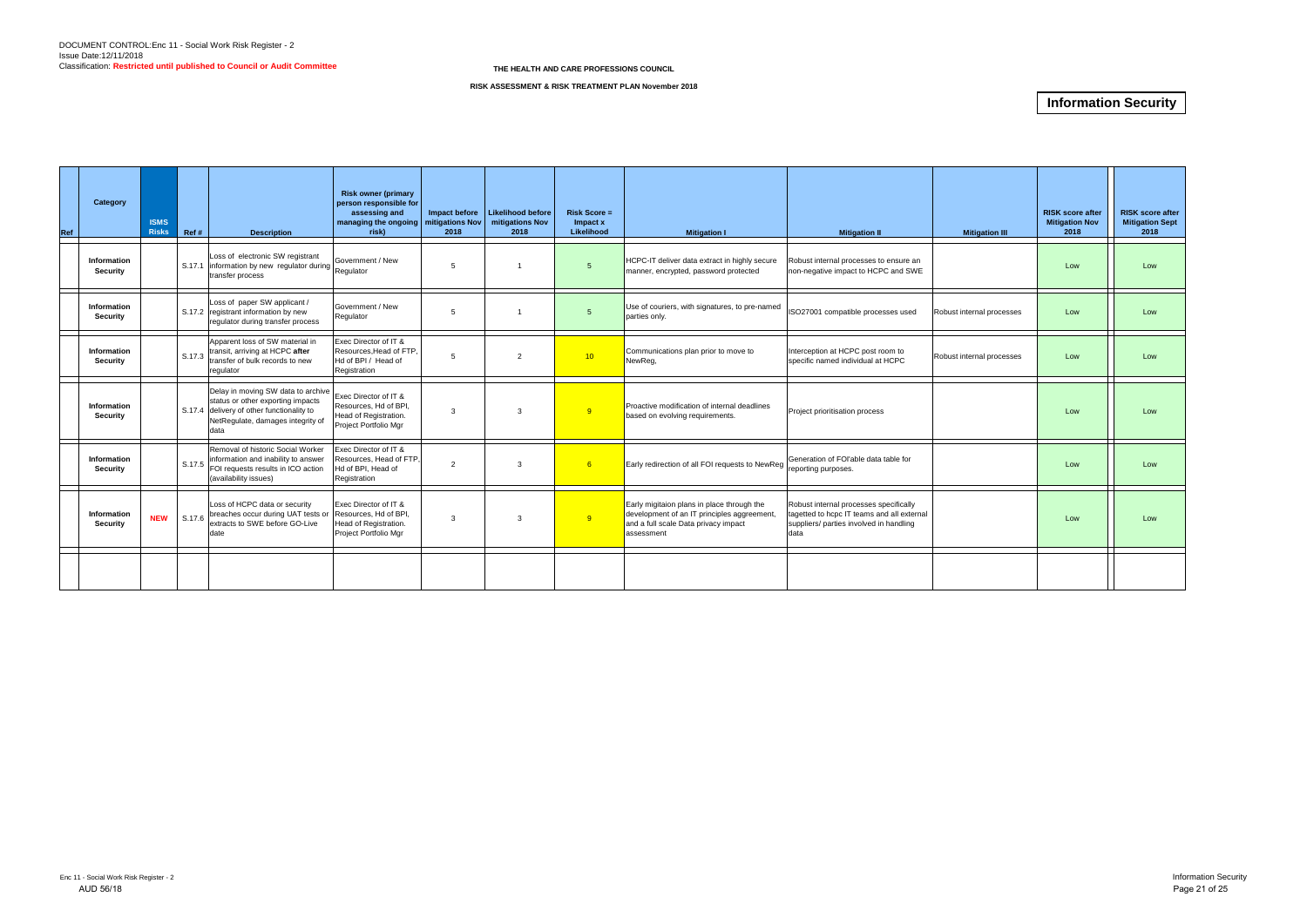DOCUMENT CONTROL:Enc 11 - Social Work Risk Register - 2
Issue Date:12/11/2018
Classification: **Restricted until published to Council or Audit Committee**

**THE HEALTH AND CARE PROFESSIONS COUNCIL**

**RISK ASSESSMENT & RISK TREATMENT PLAN November 2018**

# Information Security

| Ref | Category | ISMS Risks | Ref # | Description | Risk owner (primary person responsible for assessing and managing the ongoing risk) | Impact before mitigations Nov 2018 | Likelihood before mitigations Nov 2018 | Risk Score = Impact x Likelihood | Mitigation I | Mitigation II | Mitigation III | RISK score after Mitigation Nov 2018 | RISK score after Mitigation Sept 2018 |
|---|---|---|---|---|---|---|---|---|---|---|---|---|---|
| | Information Security | | S.17.1 | Loss of electronic SW registrant information by new regulator during transfer process | Government / New Regulator | 5 | 1 | 5 | HCPC-IT deliver data extract in highly secure manner, encrypted, password protected | Robust internal processes to ensure an non-negative impact to HCPC and SWE | | Low | Low |
| | Information Security | | S.17.2 | Loss of paper SW applicant / registrant information by new regulator during transfer process | Government / New Regulator | 5 | 1 | 5 | Use of couriers, with signatures, to pre-named parties only. | ISO27001 compatible processes used | Robust internal processes | Low | Low |
| | Information Security | | S.17.3 | Apparent loss of SW material in transit, arriving at HCPC **after** transfer of bulk records to new regulator | Exec Director of IT & Resources,Head of FTP, Hd of BPI / Head of Registration | 5 | 2 | 10 | Communications plan prior to move to NewReg, | Interception at HCPC post room to specific named individual at HCPC | Robust internal processes | Low | Low |
| | Information Security | | S.17.4 | Delay in moving SW data to archive status or other exporting impacts delivery of other functionality to NetRegulate, damages integrity of data | Exec Director of IT & Resources, Hd of BPI, Head of Registration. Project Portfolio Mgr | 3 | 3 | 9 | Proactive modification of internal deadlines based on evolving requirements. | Project prioritisation process | | Low | Low |
| | Information Security | | S.17.5 | Removal of historic Social Worker information and inability to answer FOI requests results in ICO action (availability issues) | Exec Director of IT & Resources, Head of FTP, Hd of BPI, Head of Registration | 2 | 3 | 6 | Early redirection of all FOI requests to NewReg | Generation of FOI'able data table for reporting purposes. | | Low | Low |
| | Information Security | NEW | S.17.6 | Loss of HCPC data or security breaches occur during UAT tests or extracts to SWE before GO-Live date | Exec Director of IT & Resources, Hd of BPI, Head of Registration. Project Portfolio Mgr | 3 | 3 | 9 | Early migitaion plans in place through the development of an IT principles aggreement, and a full scale Data privacy impact assessment | Robust internal processes specifically tagetted to hcpc IT teams and all external suppliers/ parties involved in handling data | | Low | Low |
| | | | | | | | | | | | | | |

Enc 11 - Social Work Risk Register - 2
AUD 56/18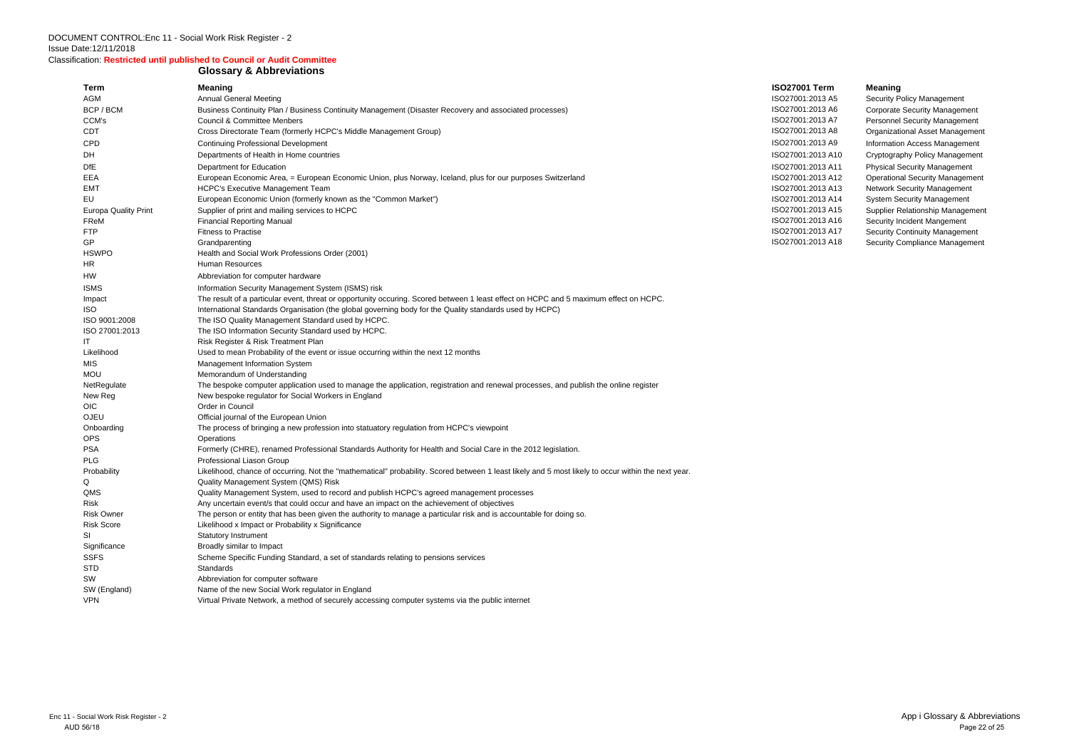DOCUMENT CONTROL:Enc 11 - Social Work Risk Register - 2
Issue Date:12/11/2018
Classification: **Restricted until published to Council or Audit Committee**

## Glossary & Abbreviations

| Term | Meaning |
|---|---|
| AGM | Annual General Meeting |
| BCP / BCM | Business Continuity Plan / Business Continuity Management (Disaster Recovery and associated processes) |
| CCM's | Council & Committee Menbers |
| CDT | Cross Directorate Team (formerly HCPC's Middle Management Group) |
| CPD | Continuing Professional Development |
| DH | Departments of Health in Home countries |
| DfE | Department for Education |
| EEA | European Economic Area, = European Economic Union, plus Norway, Iceland, plus for our purposes Switzerland |
| EMT | HCPC's Executive Management Team |
| EU | European Economic Union (formerly known as the "Common Market") |
| Europa Quality Print | Supplier of print and mailing services to HCPC |
| FReM | Financial Reporting Manual |
| FTP | Fitness to Practise |
| GP | Grandparenting |
| HSWPO | Health and Social Work Professions Order (2001) |
| HR | Human Resources |
| HW | Abbreviation for computer hardware |
| ISMS | Information Security Management System (ISMS) risk |
| Impact | The result of a particular event, threat or opportunity occuring. Scored between 1 least effect on HCPC and 5 maximum effect on HCPC. |
| ISO | International Standards Organisation (the global governing body for the Quality standards used by HCPC) |
| ISO 9001:2008 | The ISO Quality Management Standard used by HCPC. |
| ISO 27001:2013 | The ISO Information Security Standard used by HCPC. |
| IT | Risk Register & Risk Treatment Plan |
| Likelihood | Used to mean Probability of the event or issue occurring within the next 12 months |
| MIS | Management Information System |
| MOU | Memorandum of Understanding |
| NetRegulate | The bespoke computer application used to manage the application, registration and renewal processes, and publish the online register |
| New Reg | New bespoke regulator for Social Workers in England |
| OIC | Order in Council |
| OJEU | Official journal of the European Union |
| Onboarding | The process of bringing a new profession into statuatory regulation from HCPC's viewpoint |
| OPS | Operations |
| PSA | Formerly (CHRE), renamed Professional Standards Authority for Health and Social Care in the 2012 legislation. |
| PLG | Professional Liason Group |
| Probability | Likelihood, chance of occurring. Not the "mathematical" probability. Scored between 1 least likely and 5 most likely to occur within the next year. |
| Q | Quality Management System (QMS) Risk |
| QMS | Quality Management System, used to record and publish HCPC's agreed management processes |
| Risk | Any uncertain event/s that could occur and have an impact on the achievement of objectives |
| Risk Owner | The person or entity that has been given the authority to manage a particular risk and is accountable for doing so. |
| Risk Score | Likelihood x Impact or Probability x Significance |
| SI | Statutory Instrument |
| Significance | Broadly similar to Impact |
| SSFS | Scheme Specific Funding Standard, a set of standards relating to pensions services |
| STD | Standards |
| SW | Abbreviation for computer software |
| SW (England) | Name of the new Social Work regulator in England |
| VPN | Virtual Private Network, a method of securely accessing computer systems via the public internet |

| ISO27001 Term | Meaning |
|---|---|
| ISO27001:2013 A5 | Security Policy Management |
| ISO27001:2013 A6 | Corporate Security Management |
| ISO27001:2013 A7 | Personnel Security Management |
| ISO27001:2013 A8 | Organizational Asset Management |
| ISO27001:2013 A9 | Information Access Management |
| ISO27001:2013 A10 | Cryptography Policy Management |
| ISO27001:2013 A11 | Physical Security Management |
| ISO27001:2013 A12 | Operational Security Management |
| ISO27001:2013 A13 | Network Security Management |
| ISO27001:2013 A14 | System Security Management |
| ISO27001:2013 A15 | Supplier Relationship Management |
| ISO27001:2013 A16 | Security Incident Mangement |
| ISO27001:2013 A17 | Security Continuity Management |
| ISO27001:2013 A18 | Security Compliance Management |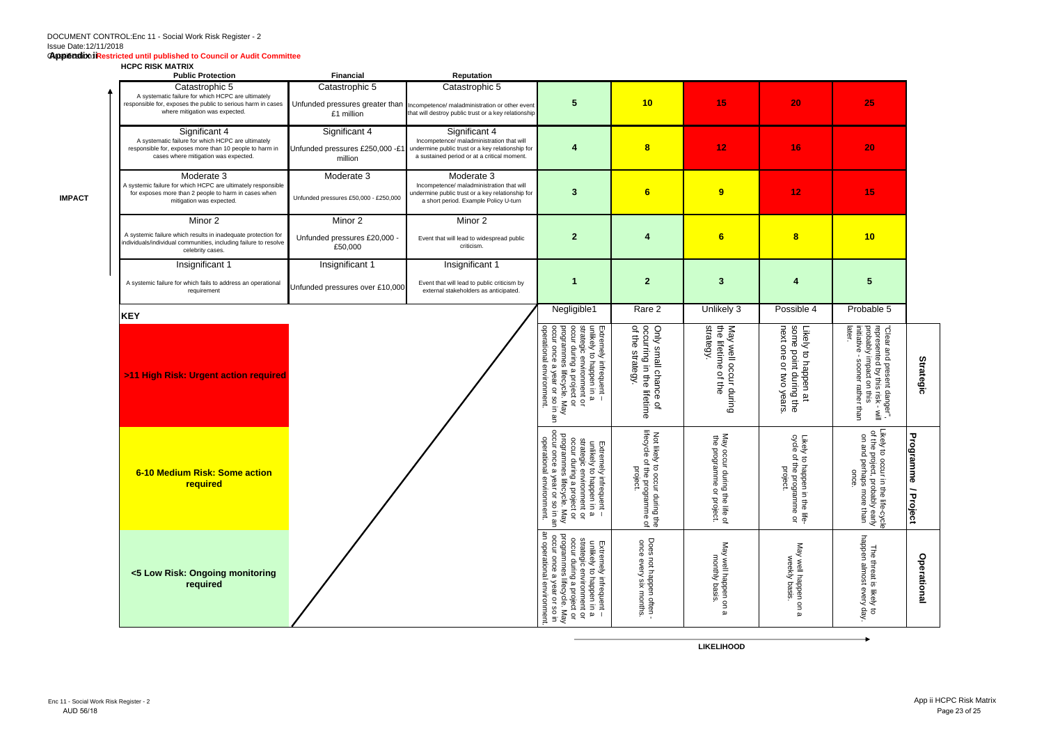DOCUMENT CONTROL:Enc 11 - Social Work Risk Register - 2
Issue Date:12/11/2018

**Appendix ii Restricted until published to Council or Audit Committee**

## HCPC RISK MATRIX

**IMPACT**

| Public Protection | Financial | Reputation | | | | | |
|---|---|---|---|---|---|---|---|
| **Catastrophic 5** A systematic failure for which HCPC are ultimately responsible for, exposes the public to serious harm in cases where mitigation was expected. | **Catastrophic 5** Unfunded pressures greater than £1 million | **Catastrophic 5** Incompetence/ maladministration or other event that will destroy public trust or a key relationship | 5 | 10 | 15 | 20 | 25 |
| **Significant 4** A systematic failure for which HCPC are ultimately responsible for, exposes more than 10 people to harm in cases where mitigation was expected. | **Significant 4** Unfunded pressures £250,000 -£1 million | **Significant 4** Incompetence/ maladministration that will undermine public trust or a key relationship for a sustained period or at a critical moment. | 4 | 8 | 12 | 16 | 20 |
| **Moderate 3** A systemic failure for which HCPC are ultimately responsible for exposes more than 2 people to harm in cases when mitigation was expected. | **Moderate 3** Unfunded pressures £50,000 - £250,000 | **Moderate 3** Incompetence/ maladministration that will undermine public trust or a key relationship for a short period. Example Policy U-turn | 3 | 6 | 9 | 12 | 15 |
| **Minor 2** A systemic failure which results in inadequate protection for individuals/individual communities, including failure to resolve celebrity cases. | **Minor 2** Unfunded pressures £20,000 - £50,000 | **Minor 2** Event that will lead to widespread public criticism. | 2 | 4 | 6 | 8 | 10 |
| **Insignificant 1** A systemic failure for which fails to address an operational requirement | **Insignificant 1** Unfunded pressures over £10,000 | **Insignificant 1** Event that will lead to public criticism by external stakeholders as anticipated. | 1 | 2 | 3 | 4 | 5 |
| | | | **Negligible1** | **Rare 2** | **Unlikely 3** | **Possible 4** | **Probable 5** |

**LIKELIHOOD**

| KEY | Negligible1 | Rare 2 | Unlikely 3 | Possible 4 | Probable 5 | |
|---|---|---|---|---|---|---|
| **>11 High Risk: Urgent action required** | Extremely infrequent – unlikely to happen in a strategic environment or occur during a project or programmes lifecycle. May occur once a year or so in an operational environment. | Only small chance of occurring in the lifetime of the strategy. | May well occur during the lifetime of the strategy. | Likely to happen at some point during the next one or two years. | "Clear and present danger", represented by this risk - will probably impact on this initiative - sooner rather than later. | **Strategic** |
| **6-10 Medium Risk: Some action required** | Extremely infrequent – unlikely to happen in a strategic environment or occur during a project or programmes lifecycle. May occur once a year or so in an operational environment. | Not likely to occur during the lifecycle of the programme of project. | May occur during the life of the programme or project. | Likely to happen in the life-cycle of the programme or project. | Likely to occur in the life-cycle of the project, probably early on and perhaps more than once. | **Programme / Project** |
| **<5 Low Risk: Ongoing monitoring required** | Extremely infrequent – unlikely to happen in a strategic environment or occur during a project or programmes lifecycle. May occur once a year or so in an operational environment. | Does not happen often - once every six months. | May well happen on a monthly basis. | May well happen on a weekly basis. | The threat is likely to happen almost every day. | **Operational** |

Enc 11 - Social Work Risk Register - 2
AUD 56/18

App ii HCPC Risk Matrix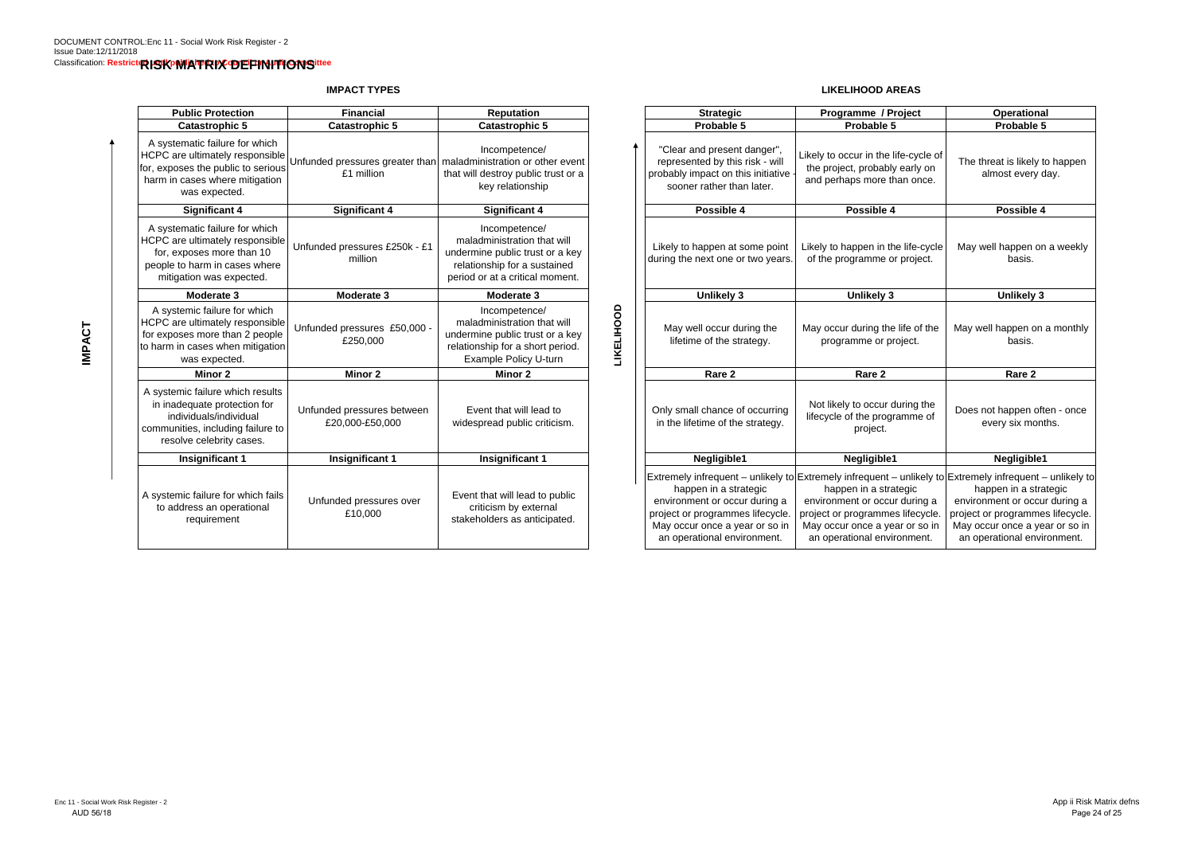DOCUMENT CONTROL:Enc 11 - Social Work Risk Register - 2
Issue Date:12/11/2018
Classification: Restricted until published by Council Committee

# RISK MATRIX DEFINITIONS

## IMPACT TYPES

| Public Protection | Financial | Reputation |
|---|---|---|
| **Catastrophic 5** | **Catastrophic 5** | **Catastrophic 5** |
| A systematic failure for which HCPC are ultimately responsible for, exposes the public to serious harm in cases where mitigation was expected. | Unfunded pressures greater than £1 million | Incompetence/ maladministration or other event that will destroy public trust or a key relationship |
| **Significant 4** | **Significant 4** | **Significant 4** |
| A systematic failure for which HCPC are ultimately responsible for, exposes more than 10 people to harm in cases where mitigation was expected. | Unfunded pressures £250k - £1 million | Incompetence/ maladministration that will undermine public trust or a key relationship for a sustained period or at a critical moment. |
| **Moderate 3** | **Moderate 3** | **Moderate 3** |
| A systemic failure for which HCPC are ultimately responsible for exposes more than 2 people to harm in cases when mitigation was expected. | Unfunded pressures £50,000 - £250,000 | Incompetence/ maladministration that will undermine public trust or a key relationship for a short period. Example Policy U-turn |
| **Minor 2** | **Minor 2** | **Minor 2** |
| A systemic failure which results in inadequate protection for individuals/individual communities, including failure to resolve celebrity cases. | Unfunded pressures between £20,000-£50,000 | Event that will lead to widespread public criticism. |
| **Insignificant 1** | **Insignificant 1** | **Insignificant 1** |
| A systemic failure for which fails to address an operational requirement | Unfunded pressures over £10,000 | Event that will lead to public criticism by external stakeholders as anticipated. |

## LIKELIHOOD AREAS

| Strategic | Programme / Project | Operational |
|---|---|---|
| **Probable 5** | **Probable 5** | **Probable 5** |
| "Clear and present danger", represented by this risk - will probably impact on this initiative - sooner rather than later. | Likely to occur in the life-cycle of the project, probably early on and perhaps more than once. | The threat is likely to happen almost every day. |
| **Possible 4** | **Possible 4** | **Possible 4** |
| Likely to happen at some point during the next one or two years. | Likely to happen in the life-cycle of the programme or project. | May well happen on a weekly basis. |
| **Unlikely 3** | **Unlikely 3** | **Unlikely 3** |
| May well occur during the lifetime of the strategy. | May occur during the life of the programme or project. | May well happen on a monthly basis. |
| **Rare 2** | **Rare 2** | **Rare 2** |
| Only small chance of occurring in the lifetime of the strategy. | Not likely to occur during the lifecycle of the programme of project. | Does not happen often - once every six months. |
| **Negligible1** | **Negligible1** | **Negligible1** |
| Extremely infrequent – unlikely to happen in a strategic environment or occur during a project or programmes lifecycle. May occur once a year or so in an operational environment. | Extremely infrequent – unlikely to happen in a strategic environment or occur during a project or programmes lifecycle. May occur once a year or so in an operational environment. | Extremely infrequent – unlikely to happen in a strategic environment or occur during a project or programmes lifecycle. May occur once a year or so in an operational environment. |

Enc 11 - Social Work Risk Register - 2
AUD 56/18

App ii Risk Matrix defns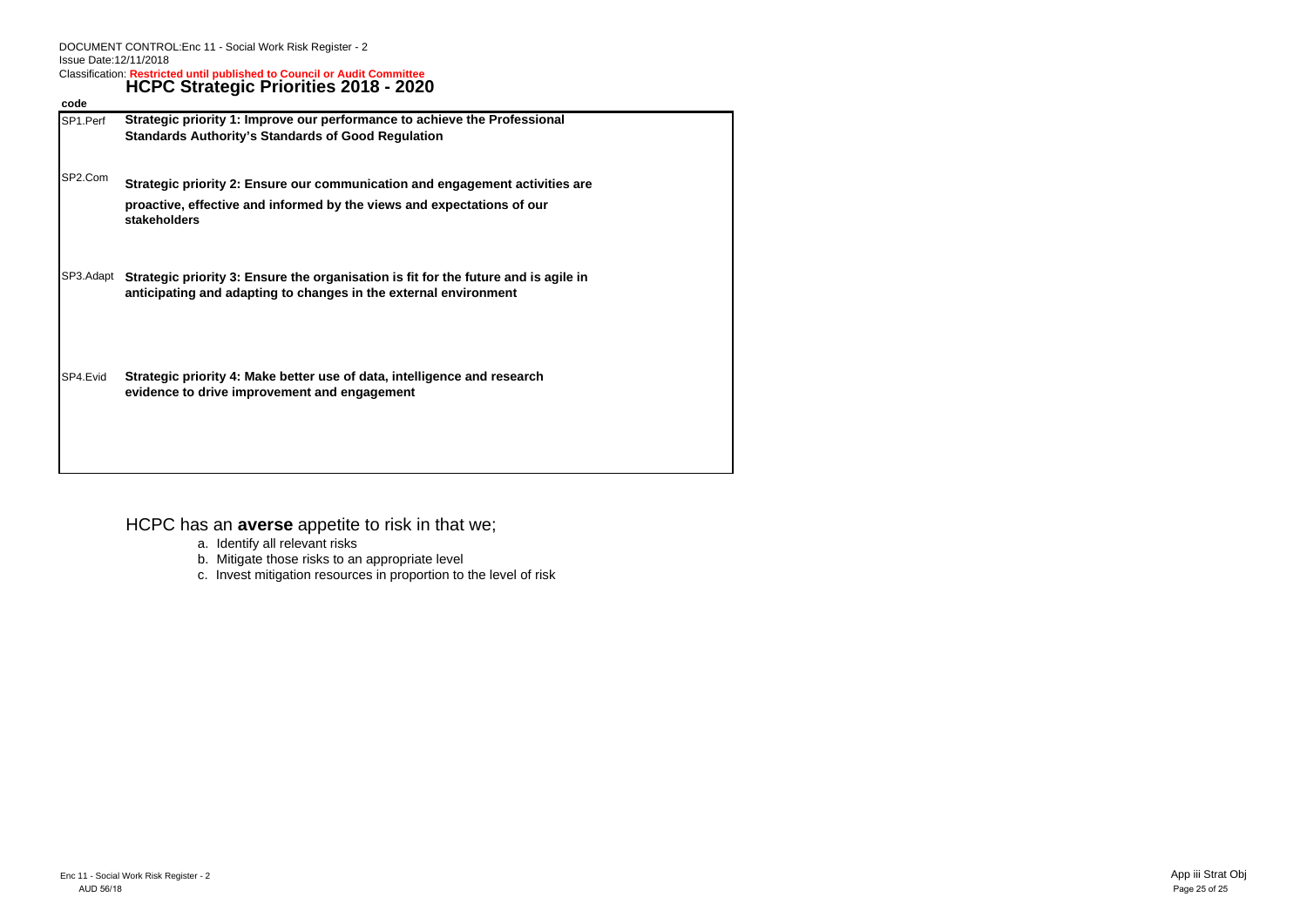DOCUMENT CONTROL:Enc 11 - Social Work Risk Register - 2
Issue Date:12/11/2018
Classification: Restricted until published to Council or Audit Committee

# HCPC Strategic Priorities 2018 - 2020

| code | |
|---|---|
| SP1.Perf | **Strategic priority 1: Improve our performance to achieve the Professional Standards Authority's Standards of Good Regulation** |
| SP2.Com | **Strategic priority 2: Ensure our communication and engagement activities are proactive, effective and informed by the views and expectations of our stakeholders** |
| SP3.Adapt | **Strategic priority 3: Ensure the organisation is fit for the future and is agile in anticipating and adapting to changes in the external environment** |
| SP4.Evid | **Strategic priority 4: Make better use of data, intelligence and research evidence to drive improvement and engagement** |

HCPC has an **averse** appetite to risk in that we;

a. Identify all relevant risks
b. Mitigate those risks to an appropriate level
c. Invest mitigation resources in proportion to the level of risk